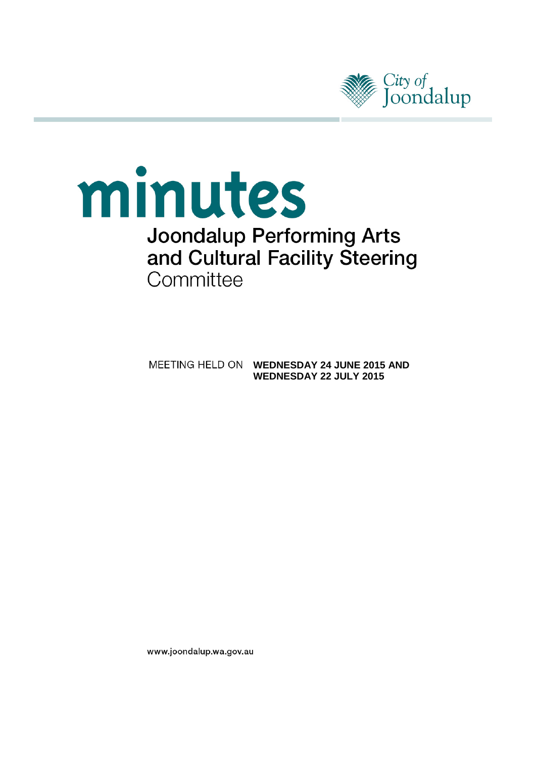City of Joondalup

# minutes

## Joondalup Performing Arts and Cultural Facility Steering Committee

MEETING HELD ON **WEDNESDAY 24 JUNE 2015 AND WEDNESDAY 22 JULY 2015**

www.joondalup.wa.gov.au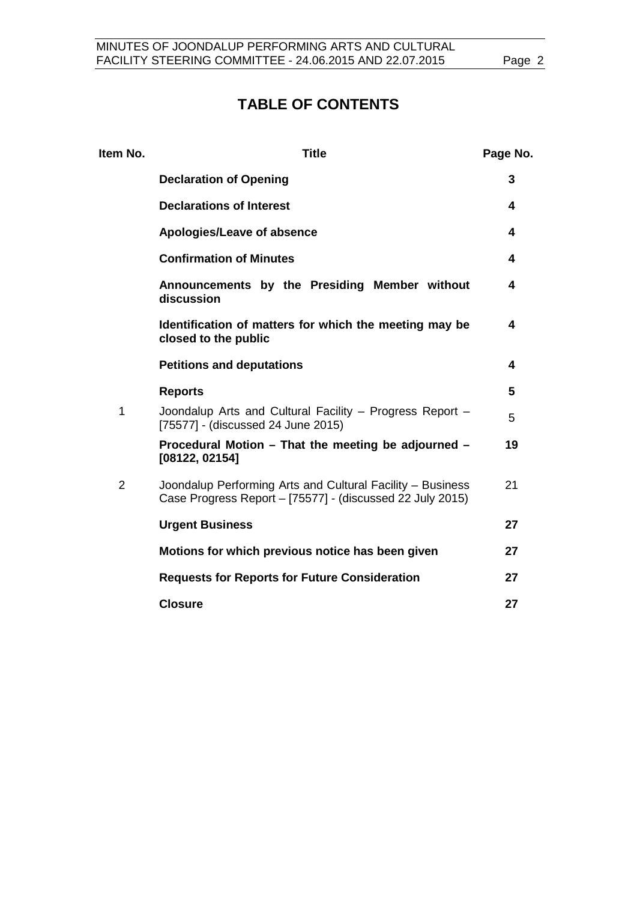# TABLE OF CONTENTS

| Item No. | Title | Page No. |
|---|---|---|
| | **Declaration of Opening** | **3** |
| | **Declarations of Interest** | **4** |
| | **Apologies/Leave of absence** | **4** |
| | **Confirmation of Minutes** | **4** |
| | **Announcements by the Presiding Member without discussion** | **4** |
| | **Identification of matters for which the meeting may be closed to the public** | **4** |
| | **Petitions and deputations** | **4** |
| | **Reports** | **5** |
| 1 | Joondalup Arts and Cultural Facility – Progress Report – [75577] - (discussed 24 June 2015) | 5 |
| | **Procedural Motion – That the meeting be adjourned – [08122, 02154]** | **19** |
| 2 | Joondalup Performing Arts and Cultural Facility – Business Case Progress Report – [75577] - (discussed 22 July 2015) | 21 |
| | **Urgent Business** | **27** |
| | **Motions for which previous notice has been given** | **27** |
| | **Requests for Reports for Future Consideration** | **27** |
| | **Closure** | **27** |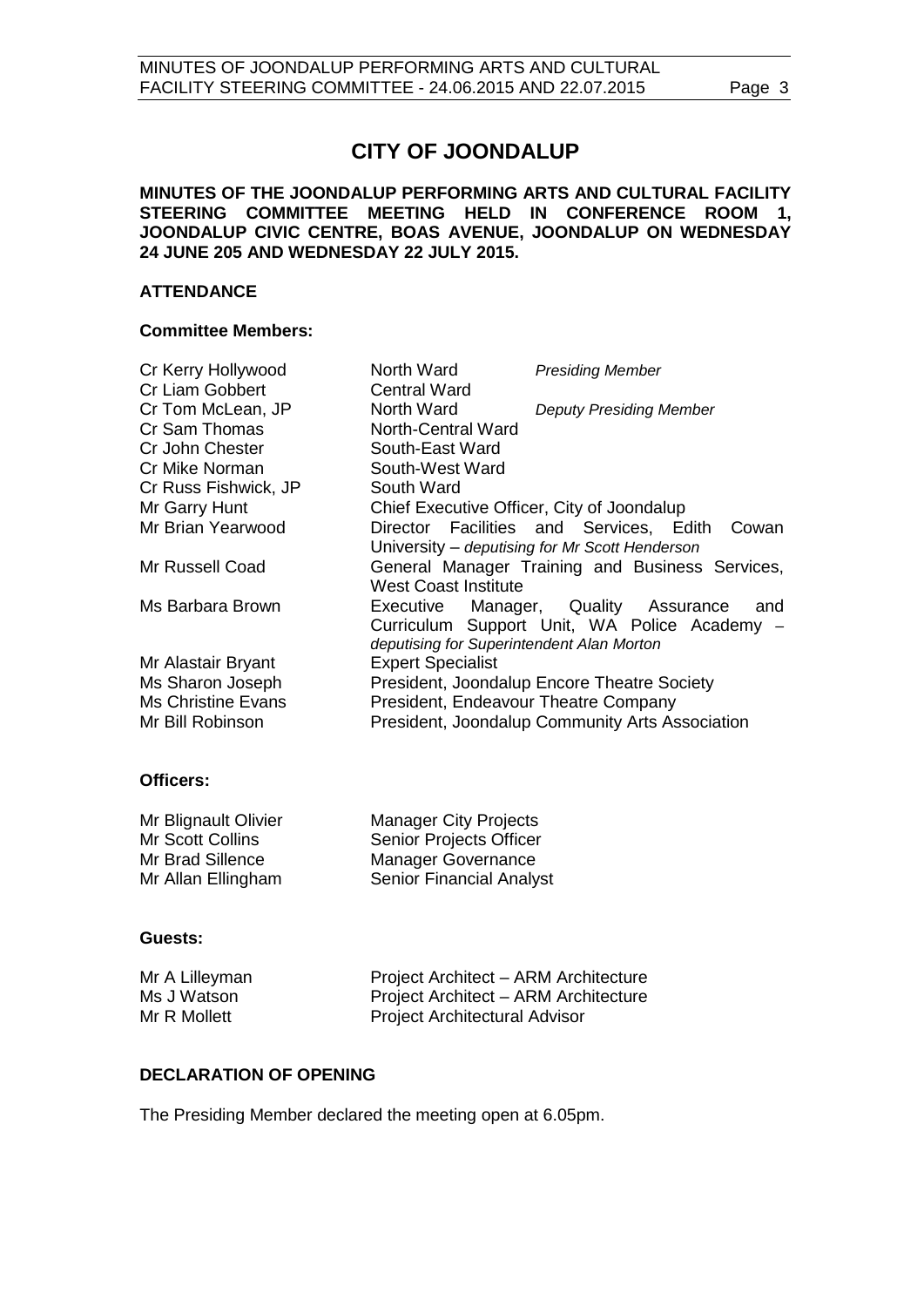# CITY OF JOONDALUP

**MINUTES OF THE JOONDALUP PERFORMING ARTS AND CULTURAL FACILITY STEERING COMMITTEE MEETING HELD IN CONFERENCE ROOM 1, JOONDALUP CIVIC CENTRE, BOAS AVENUE, JOONDALUP ON WEDNESDAY 24 JUNE 205 AND WEDNESDAY 22 JULY 2015.**

## ATTENDANCE

### Committee Members:

| | | |
|---|---|---|
| Cr Kerry Hollywood | North Ward | *Presiding Member* |
| Cr Liam Gobbert | Central Ward | |
| Cr Tom McLean, JP | North Ward | *Deputy Presiding Member* |
| Cr Sam Thomas | North-Central Ward | |
| Cr John Chester | South-East Ward | |
| Cr Mike Norman | South-West Ward | |
| Cr Russ Fishwick, JP | South Ward | |
| Mr Garry Hunt | Chief Executive Officer, City of Joondalup | |
| Mr Brian Yearwood | Director Facilities and Services, Edith Cowan University – *deputising for Mr Scott Henderson* | |
| Mr Russell Coad | General Manager Training and Business Services, West Coast Institute | |
| Ms Barbara Brown | Executive Manager, Quality Assurance and Curriculum Support Unit, WA Police Academy – *deputising for Superintendent Alan Morton* | |
| Mr Alastair Bryant | Expert Specialist | |
| Ms Sharon Joseph | President, Joondalup Encore Theatre Society | |
| Ms Christine Evans | President, Endeavour Theatre Company | |
| Mr Bill Robinson | President, Joondalup Community Arts Association | |

### Officers:

| | |
|---|---|
| Mr Blignault Olivier | Manager City Projects |
| Mr Scott Collins | Senior Projects Officer |
| Mr Brad Sillence | Manager Governance |
| Mr Allan Ellingham | Senior Financial Analyst |

### Guests:

| | |
|---|---|
| Mr A Lilleyman | Project Architect – ARM Architecture |
| Ms J Watson | Project Architect – ARM Architecture |
| Mr R Mollett | Project Architectural Advisor |

## DECLARATION OF OPENING

The Presiding Member declared the meeting open at 6.05pm.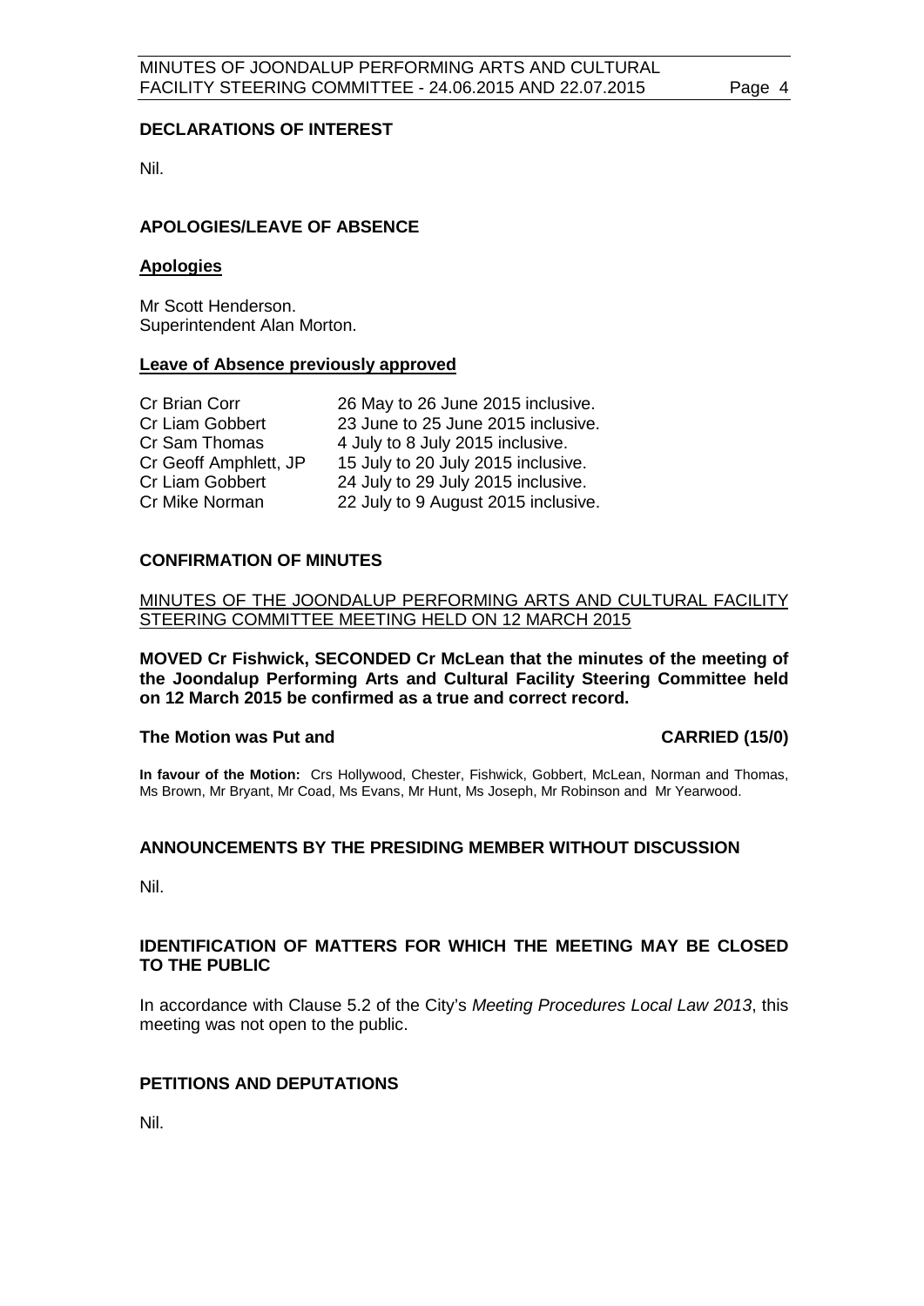## DECLARATIONS OF INTEREST

Nil.

## APOLOGIES/LEAVE OF ABSENCE

### Apologies

Mr Scott Henderson.
Superintendent Alan Morton.

### Leave of Absence previously approved

| | |
|---|---|
| Cr Brian Corr | 26 May to 26 June 2015 inclusive. |
| Cr Liam Gobbert | 23 June to 25 June 2015 inclusive. |
| Cr Sam Thomas | 4 July to 8 July 2015 inclusive. |
| Cr Geoff Amphlett, JP | 15 July to 20 July 2015 inclusive. |
| Cr Liam Gobbert | 24 July to 29 July 2015 inclusive. |
| Cr Mike Norman | 22 July to 9 August 2015 inclusive. |

## CONFIRMATION OF MINUTES

MINUTES OF THE JOONDALUP PERFORMING ARTS AND CULTURAL FACILITY STEERING COMMITTEE MEETING HELD ON 12 MARCH 2015

**MOVED Cr Fishwick, SECONDED Cr McLean that the minutes of the meeting of the Joondalup Performing Arts and Cultural Facility Steering Committee held on 12 March 2015 be confirmed as a true and correct record.**

**The Motion was Put and CARRIED (15/0)**

**In favour of the Motion:** Crs Hollywood, Chester, Fishwick, Gobbert, McLean, Norman and Thomas, Ms Brown, Mr Bryant, Mr Coad, Ms Evans, Mr Hunt, Ms Joseph, Mr Robinson and Mr Yearwood.

## ANNOUNCEMENTS BY THE PRESIDING MEMBER WITHOUT DISCUSSION

Nil.

## IDENTIFICATION OF MATTERS FOR WHICH THE MEETING MAY BE CLOSED TO THE PUBLIC

In accordance with Clause 5.2 of the City's *Meeting Procedures Local Law 2013*, this meeting was not open to the public.

## PETITIONS AND DEPUTATIONS

Nil.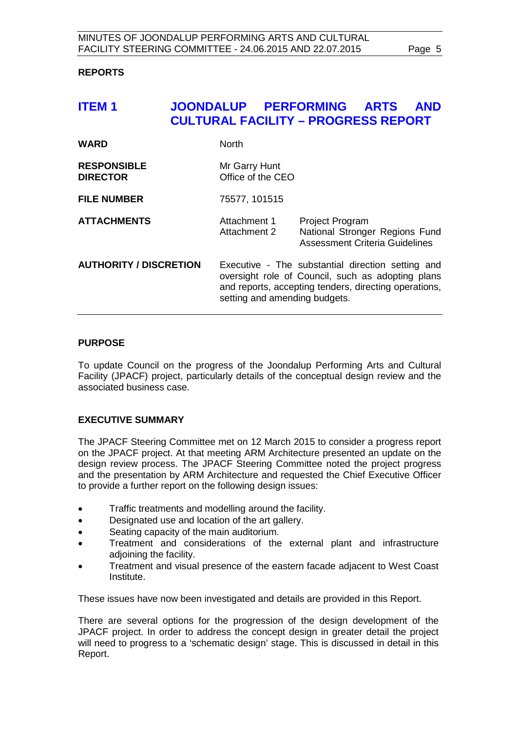## REPORTS

# ITEM 1 JOONDALUP PERFORMING ARTS AND CULTURAL FACILITY – PROGRESS REPORT

| | | |
|---|---|---|
| **WARD** | North | |
| **RESPONSIBLE DIRECTOR** | Mr Garry Hunt<br>Office of the CEO | |
| **FILE NUMBER** | 75577, 101515 | |
| **ATTACHMENTS** | Attachment 1<br>Attachment 2 | Project Program<br>National Stronger Regions Fund Assessment Criteria Guidelines |
| **AUTHORITY / DISCRETION** | Executive - The substantial direction setting and oversight role of Council, such as adopting plans and reports, accepting tenders, directing operations, setting and amending budgets. | |

### PURPOSE

To update Council on the progress of the Joondalup Performing Arts and Cultural Facility (JPACF) project, particularly details of the conceptual design review and the associated business case.

### EXECUTIVE SUMMARY

The JPACF Steering Committee met on 12 March 2015 to consider a progress report on the JPACF project. At that meeting ARM Architecture presented an update on the design review process. The JPACF Steering Committee noted the project progress and the presentation by ARM Architecture and requested the Chief Executive Officer to provide a further report on the following design issues:

- Traffic treatments and modelling around the facility.
- Designated use and location of the art gallery.
- Seating capacity of the main auditorium.
- Treatment and considerations of the external plant and infrastructure adjoining the facility.
- Treatment and visual presence of the eastern facade adjacent to West Coast Institute.

These issues have now been investigated and details are provided in this Report.

There are several options for the progression of the design development of the JPACF project. In order to address the concept design in greater detail the project will need to progress to a 'schematic design' stage. This is discussed in detail in this Report.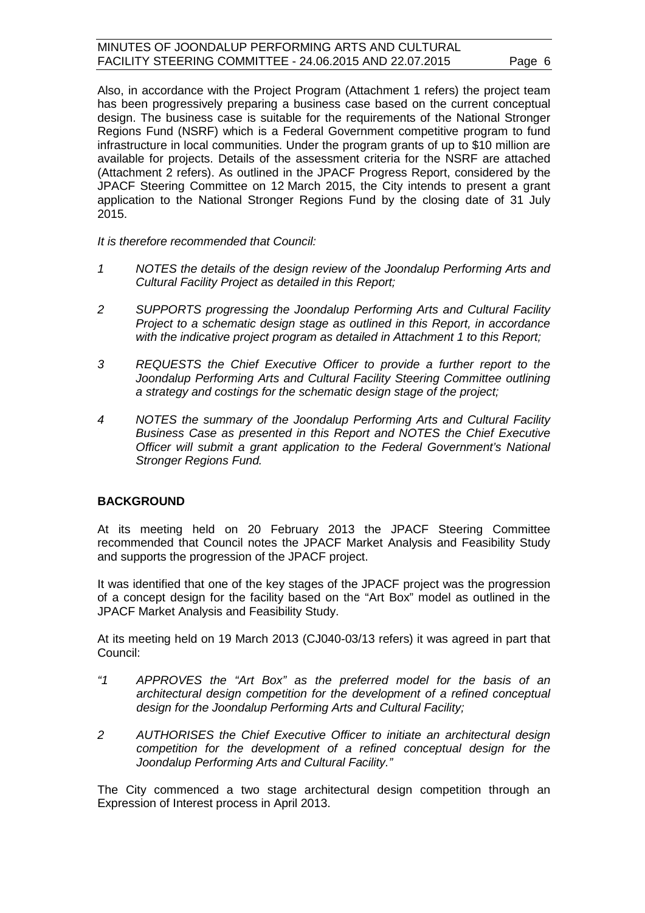Also, in accordance with the Project Program (Attachment 1 refers) the project team has been progressively preparing a business case based on the current conceptual design. The business case is suitable for the requirements of the National Stronger Regions Fund (NSRF) which is a Federal Government competitive program to fund infrastructure in local communities. Under the program grants of up to $10 million are available for projects. Details of the assessment criteria for the NSRF are attached (Attachment 2 refers). As outlined in the JPACF Progress Report, considered by the JPACF Steering Committee on 12 March 2015, the City intends to present a grant application to the National Stronger Regions Fund by the closing date of 31 July 2015.

*It is therefore recommended that Council:*

*1 NOTES the details of the design review of the Joondalup Performing Arts and Cultural Facility Project as detailed in this Report;*

*2 SUPPORTS progressing the Joondalup Performing Arts and Cultural Facility Project to a schematic design stage as outlined in this Report, in accordance with the indicative project program as detailed in Attachment 1 to this Report;*

*3 REQUESTS the Chief Executive Officer to provide a further report to the Joondalup Performing Arts and Cultural Facility Steering Committee outlining a strategy and costings for the schematic design stage of the project;*

*4 NOTES the summary of the Joondalup Performing Arts and Cultural Facility Business Case as presented in this Report and NOTES the Chief Executive Officer will submit a grant application to the Federal Government's National Stronger Regions Fund.*

## BACKGROUND

At its meeting held on 20 February 2013 the JPACF Steering Committee recommended that Council notes the JPACF Market Analysis and Feasibility Study and supports the progression of the JPACF project.

It was identified that one of the key stages of the JPACF project was the progression of a concept design for the facility based on the "Art Box" model as outlined in the JPACF Market Analysis and Feasibility Study.

At its meeting held on 19 March 2013 (CJ040-03/13 refers) it was agreed in part that Council:

*"1 APPROVES the "Art Box" as the preferred model for the basis of an architectural design competition for the development of a refined conceptual design for the Joondalup Performing Arts and Cultural Facility;*

*2 AUTHORISES the Chief Executive Officer to initiate an architectural design competition for the development of a refined conceptual design for the Joondalup Performing Arts and Cultural Facility."*

The City commenced a two stage architectural design competition through an Expression of Interest process in April 2013.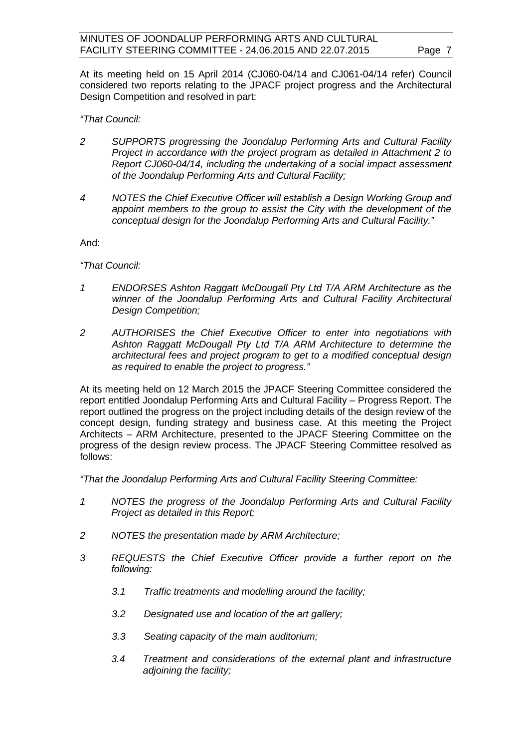At its meeting held on 15 April 2014 (CJ060-04/14 and CJ061-04/14 refer) Council considered two reports relating to the JPACF project progress and the Architectural Design Competition and resolved in part:

*"That Council:*

*2 SUPPORTS progressing the Joondalup Performing Arts and Cultural Facility Project in accordance with the project program as detailed in Attachment 2 to Report CJ060-04/14, including the undertaking of a social impact assessment of the Joondalup Performing Arts and Cultural Facility;*

*4 NOTES the Chief Executive Officer will establish a Design Working Group and appoint members to the group to assist the City with the development of the conceptual design for the Joondalup Performing Arts and Cultural Facility."*

And:

*"That Council:*

*1 ENDORSES Ashton Raggatt McDougall Pty Ltd T/A ARM Architecture as the winner of the Joondalup Performing Arts and Cultural Facility Architectural Design Competition;*

*2 AUTHORISES the Chief Executive Officer to enter into negotiations with Ashton Raggatt McDougall Pty Ltd T/A ARM Architecture to determine the architectural fees and project program to get to a modified conceptual design as required to enable the project to progress."*

At its meeting held on 12 March 2015 the JPACF Steering Committee considered the report entitled Joondalup Performing Arts and Cultural Facility – Progress Report. The report outlined the progress on the project including details of the design review of the concept design, funding strategy and business case. At this meeting the Project Architects – ARM Architecture, presented to the JPACF Steering Committee on the progress of the design review process. The JPACF Steering Committee resolved as follows:

*"That the Joondalup Performing Arts and Cultural Facility Steering Committee:*

*1 NOTES the progress of the Joondalup Performing Arts and Cultural Facility Project as detailed in this Report;*

*2 NOTES the presentation made by ARM Architecture;*

*3 REQUESTS the Chief Executive Officer provide a further report on the following:*

*3.1 Traffic treatments and modelling around the facility;*

*3.2 Designated use and location of the art gallery;*

*3.3 Seating capacity of the main auditorium;*

*3.4 Treatment and considerations of the external plant and infrastructure adjoining the facility;*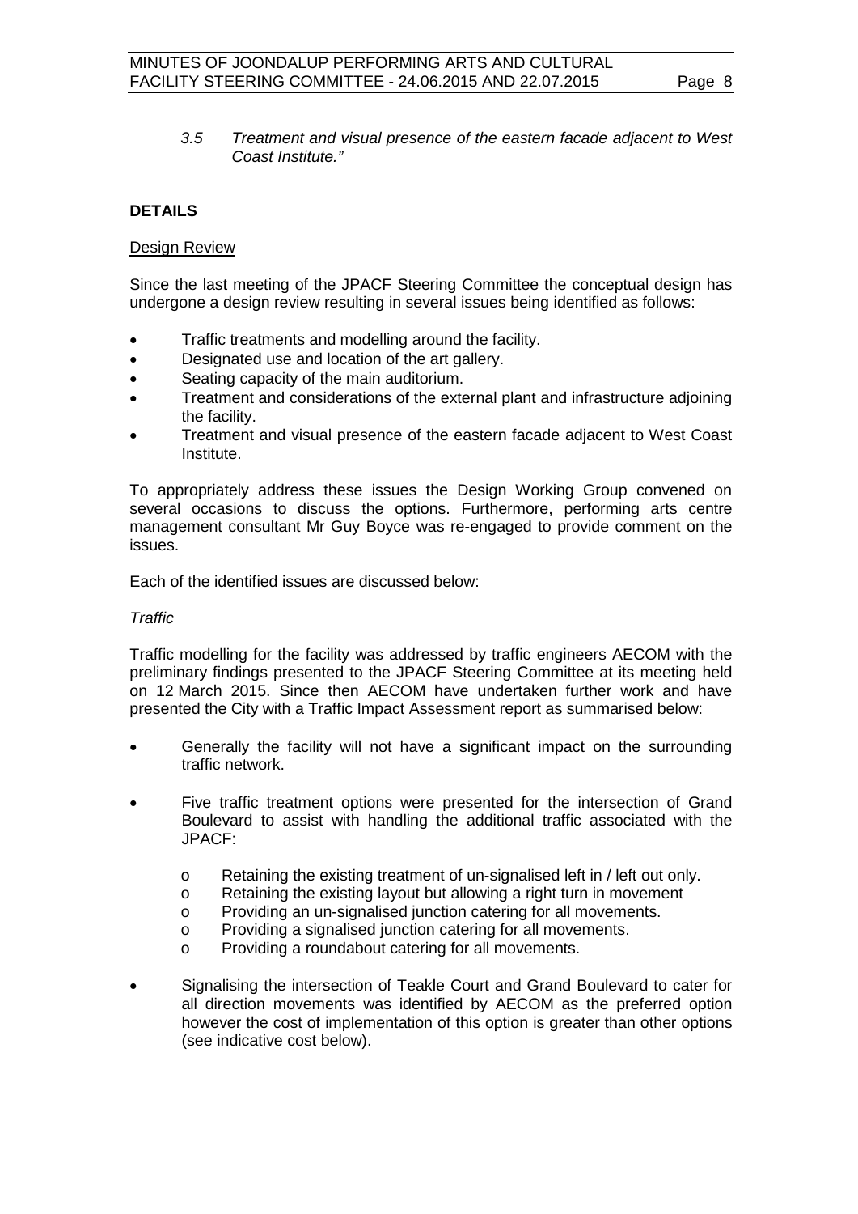*3.5 Treatment and visual presence of the eastern facade adjacent to West Coast Institute."*

**DETAILS**

Design Review

Since the last meeting of the JPACF Steering Committee the conceptual design has undergone a design review resulting in several issues being identified as follows:

- Traffic treatments and modelling around the facility.
- Designated use and location of the art gallery.
- Seating capacity of the main auditorium.
- Treatment and considerations of the external plant and infrastructure adjoining the facility.
- Treatment and visual presence of the eastern facade adjacent to West Coast Institute.

To appropriately address these issues the Design Working Group convened on several occasions to discuss the options. Furthermore, performing arts centre management consultant Mr Guy Boyce was re-engaged to provide comment on the issues.

Each of the identified issues are discussed below:

*Traffic*

Traffic modelling for the facility was addressed by traffic engineers AECOM with the preliminary findings presented to the JPACF Steering Committee at its meeting held on 12 March 2015. Since then AECOM have undertaken further work and have presented the City with a Traffic Impact Assessment report as summarised below:

- Generally the facility will not have a significant impact on the surrounding traffic network.
- Five traffic treatment options were presented for the intersection of Grand Boulevard to assist with handling the additional traffic associated with the JPACF:
  - Retaining the existing treatment of un-signalised left in / left out only.
  - Retaining the existing layout but allowing a right turn in movement
  - Providing an un-signalised junction catering for all movements.
  - Providing a signalised junction catering for all movements.
  - Providing a roundabout catering for all movements.
- Signalising the intersection of Teakle Court and Grand Boulevard to cater for all direction movements was identified by AECOM as the preferred option however the cost of implementation of this option is greater than other options (see indicative cost below).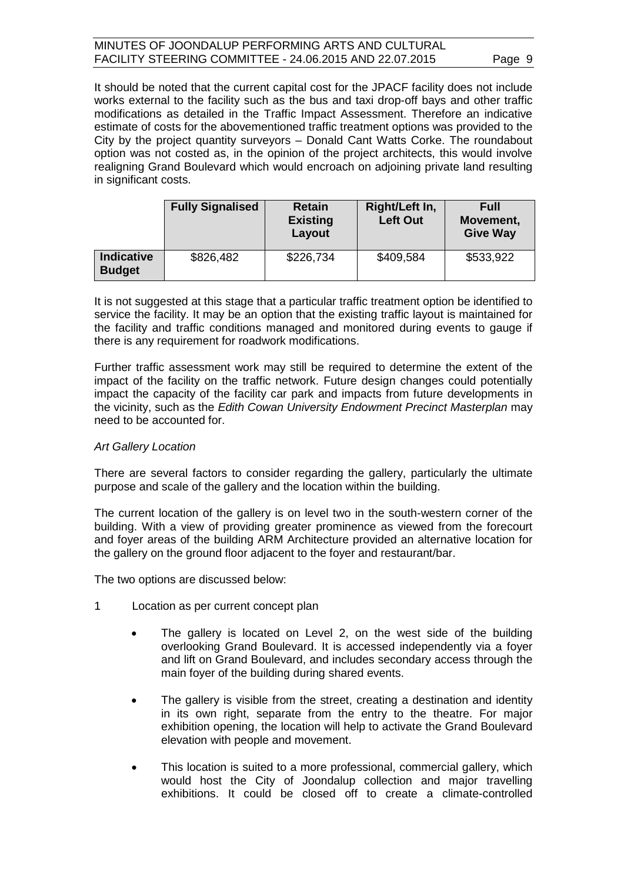It should be noted that the current capital cost for the JPACF facility does not include works external to the facility such as the bus and taxi drop-off bays and other traffic modifications as detailed in the Traffic Impact Assessment. Therefore an indicative estimate of costs for the abovementioned traffic treatment options was provided to the City by the project quantity surveyors – Donald Cant Watts Corke. The roundabout option was not costed as, in the opinion of the project architects, this would involve realigning Grand Boulevard which would encroach on adjoining private land resulting in significant costs.

| | Fully Signalised | Retain Existing Layout | Right/Left In, Left Out | Full Movement, Give Way |
|---|---|---|---|---|
| **Indicative Budget** | \$826,482 | \$226,734 | \$409,584 | \$533,922 |

It is not suggested at this stage that a particular traffic treatment option be identified to service the facility. It may be an option that the existing traffic layout is maintained for the facility and traffic conditions managed and monitored during events to gauge if there is any requirement for roadwork modifications.

Further traffic assessment work may still be required to determine the extent of the impact of the facility on the traffic network. Future design changes could potentially impact the capacity of the facility car park and impacts from future developments in the vicinity, such as the *Edith Cowan University Endowment Precinct Masterplan* may need to be accounted for.

*Art Gallery Location*

There are several factors to consider regarding the gallery, particularly the ultimate purpose and scale of the gallery and the location within the building.

The current location of the gallery is on level two in the south-western corner of the building. With a view of providing greater prominence as viewed from the forecourt and foyer areas of the building ARM Architecture provided an alternative location for the gallery on the ground floor adjacent to the foyer and restaurant/bar.

The two options are discussed below:

1 Location as per current concept plan

- The gallery is located on Level 2, on the west side of the building overlooking Grand Boulevard. It is accessed independently via a foyer and lift on Grand Boulevard, and includes secondary access through the main foyer of the building during shared events.
- The gallery is visible from the street, creating a destination and identity in its own right, separate from the entry to the theatre. For major exhibition opening, the location will help to activate the Grand Boulevard elevation with people and movement.
- This location is suited to a more professional, commercial gallery, which would host the City of Joondalup collection and major travelling exhibitions. It could be closed off to create a climate-controlled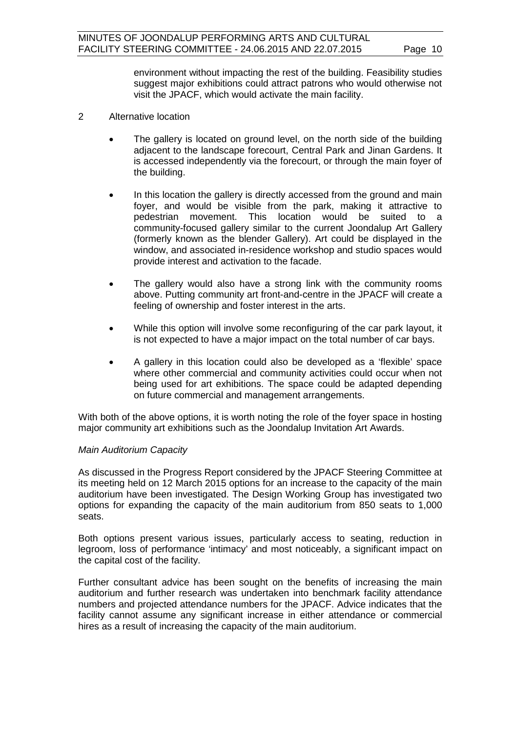environment without impacting the rest of the building. Feasibility studies suggest major exhibitions could attract patrons who would otherwise not visit the JPACF, which would activate the main facility.

2 Alternative location

- The gallery is located on ground level, on the north side of the building adjacent to the landscape forecourt, Central Park and Jinan Gardens. It is accessed independently via the forecourt, or through the main foyer of the building.
- In this location the gallery is directly accessed from the ground and main foyer, and would be visible from the park, making it attractive to pedestrian movement. This location would be suited to a community-focused gallery similar to the current Joondalup Art Gallery (formerly known as the blender Gallery). Art could be displayed in the window, and associated in-residence workshop and studio spaces would provide interest and activation to the facade.
- The gallery would also have a strong link with the community rooms above. Putting community art front-and-centre in the JPACF will create a feeling of ownership and foster interest in the arts.
- While this option will involve some reconfiguring of the car park layout, it is not expected to have a major impact on the total number of car bays.
- A gallery in this location could also be developed as a 'flexible' space where other commercial and community activities could occur when not being used for art exhibitions. The space could be adapted depending on future commercial and management arrangements.

With both of the above options, it is worth noting the role of the foyer space in hosting major community art exhibitions such as the Joondalup Invitation Art Awards.

*Main Auditorium Capacity*

As discussed in the Progress Report considered by the JPACF Steering Committee at its meeting held on 12 March 2015 options for an increase to the capacity of the main auditorium have been investigated. The Design Working Group has investigated two options for expanding the capacity of the main auditorium from 850 seats to 1,000 seats.

Both options present various issues, particularly access to seating, reduction in legroom, loss of performance 'intimacy' and most noticeably, a significant impact on the capital cost of the facility.

Further consultant advice has been sought on the benefits of increasing the main auditorium and further research was undertaken into benchmark facility attendance numbers and projected attendance numbers for the JPACF. Advice indicates that the facility cannot assume any significant increase in either attendance or commercial hires as a result of increasing the capacity of the main auditorium.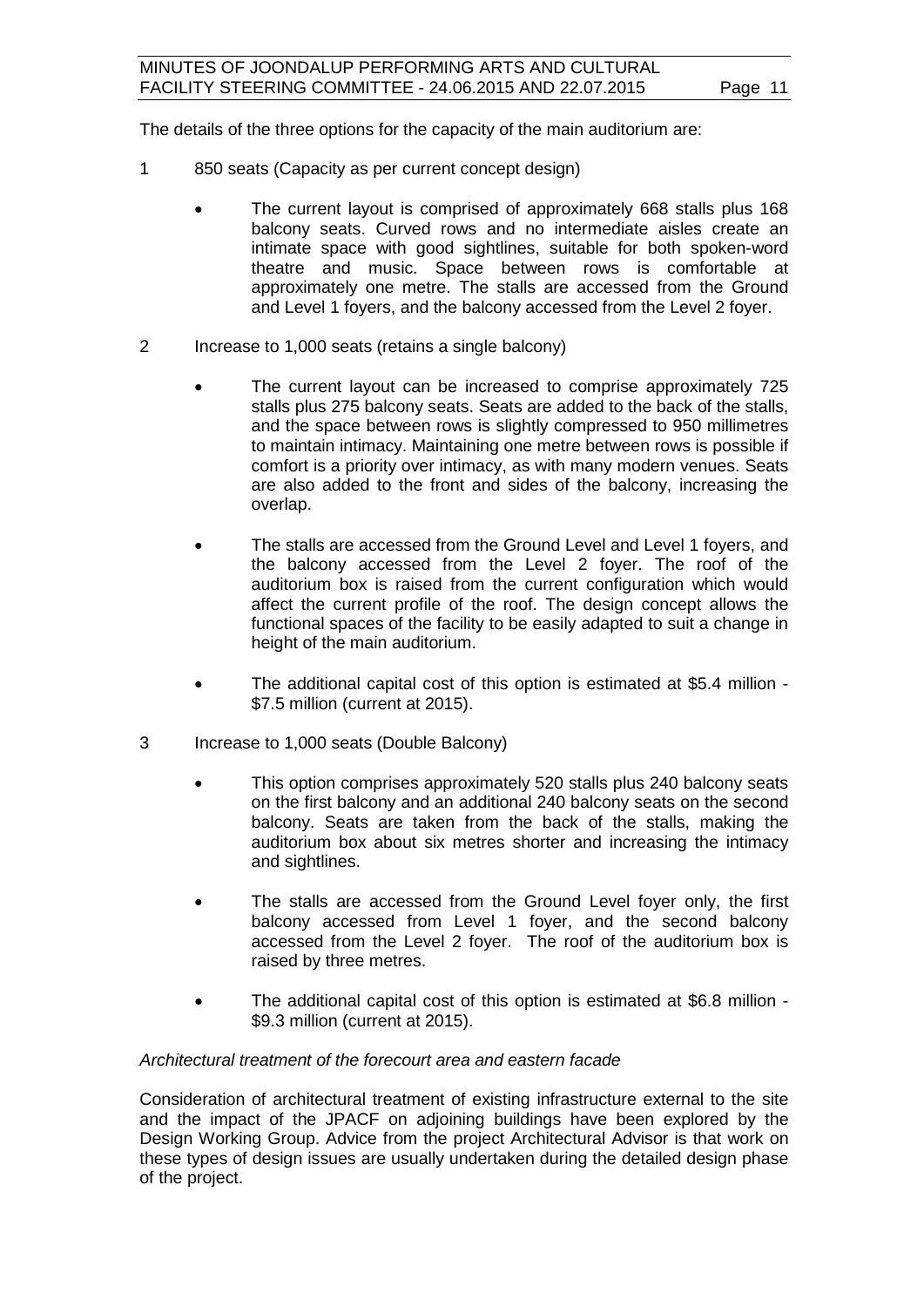The details of the three options for the capacity of the main auditorium are:

1 850 seats (Capacity as per current concept design)

- The current layout is comprised of approximately 668 stalls plus 168 balcony seats. Curved rows and no intermediate aisles create an intimate space with good sightlines, suitable for both spoken-word theatre and music. Space between rows is comfortable at approximately one metre. The stalls are accessed from the Ground and Level 1 foyers, and the balcony accessed from the Level 2 foyer.

2 Increase to 1,000 seats (retains a single balcony)

- The current layout can be increased to comprise approximately 725 stalls plus 275 balcony seats. Seats are added to the back of the stalls, and the space between rows is slightly compressed to 950 millimetres to maintain intimacy. Maintaining one metre between rows is possible if comfort is a priority over intimacy, as with many modern venues. Seats are also added to the front and sides of the balcony, increasing the overlap.

- The stalls are accessed from the Ground Level and Level 1 foyers, and the balcony accessed from the Level 2 foyer. The roof of the auditorium box is raised from the current configuration which would affect the current profile of the roof. The design concept allows the functional spaces of the facility to be easily adapted to suit a change in height of the main auditorium.

- The additional capital cost of this option is estimated at $5.4 million - $7.5 million (current at 2015).

3 Increase to 1,000 seats (Double Balcony)

- This option comprises approximately 520 stalls plus 240 balcony seats on the first balcony and an additional 240 balcony seats on the second balcony. Seats are taken from the back of the stalls, making the auditorium box about six metres shorter and increasing the intimacy and sightlines.

- The stalls are accessed from the Ground Level foyer only, the first balcony accessed from Level 1 foyer, and the second balcony accessed from the Level 2 foyer. The roof of the auditorium box is raised by three metres.

- The additional capital cost of this option is estimated at $6.8 million - $9.3 million (current at 2015).

*Architectural treatment of the forecourt area and eastern facade*

Consideration of architectural treatment of existing infrastructure external to the site and the impact of the JPACF on adjoining buildings have been explored by the Design Working Group. Advice from the project Architectural Advisor is that work on these types of design issues are usually undertaken during the detailed design phase of the project.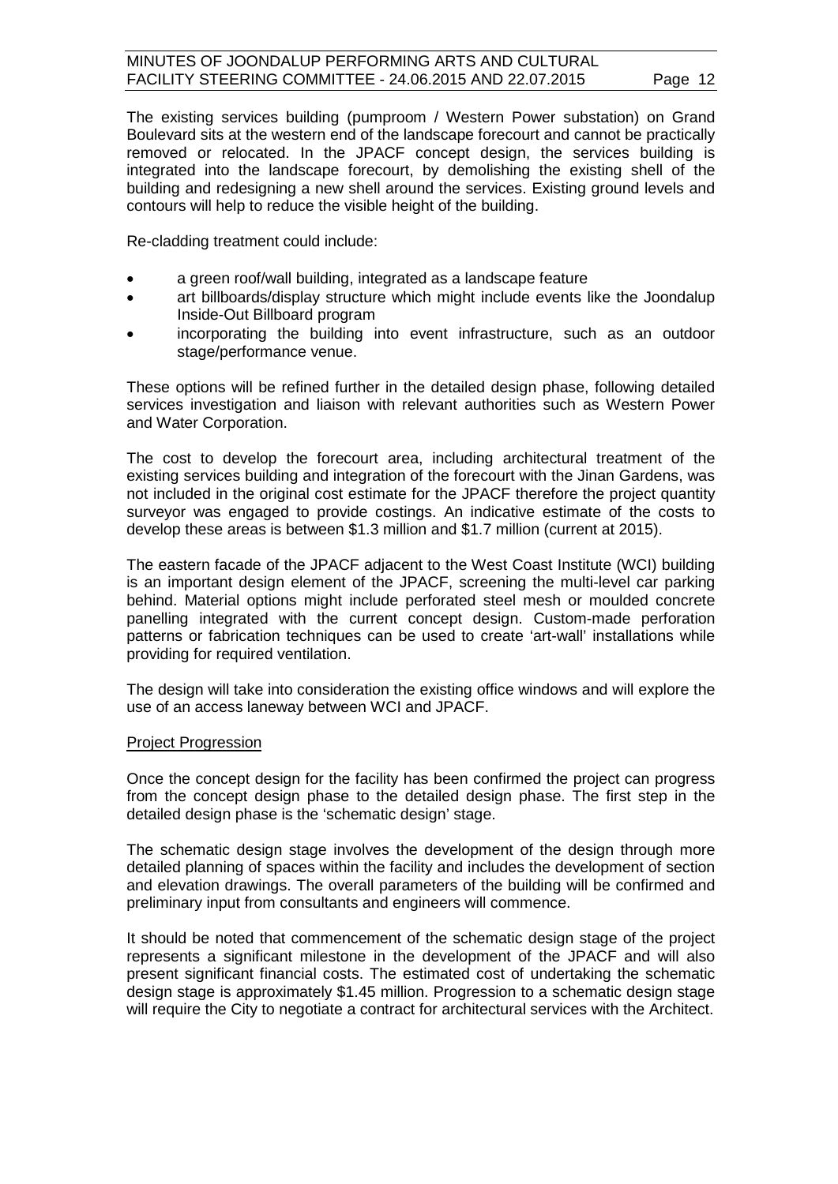The existing services building (pumproom / Western Power substation) on Grand Boulevard sits at the western end of the landscape forecourt and cannot be practically removed or relocated. In the JPACF concept design, the services building is integrated into the landscape forecourt, by demolishing the existing shell of the building and redesigning a new shell around the services. Existing ground levels and contours will help to reduce the visible height of the building.

Re-cladding treatment could include:

- a green roof/wall building, integrated as a landscape feature
- art billboards/display structure which might include events like the Joondalup Inside-Out Billboard program
- incorporating the building into event infrastructure, such as an outdoor stage/performance venue.

These options will be refined further in the detailed design phase, following detailed services investigation and liaison with relevant authorities such as Western Power and Water Corporation.

The cost to develop the forecourt area, including architectural treatment of the existing services building and integration of the forecourt with the Jinan Gardens, was not included in the original cost estimate for the JPACF therefore the project quantity surveyor was engaged to provide costings. An indicative estimate of the costs to develop these areas is between $1.3 million and $1.7 million (current at 2015).

The eastern facade of the JPACF adjacent to the West Coast Institute (WCI) building is an important design element of the JPACF, screening the multi-level car parking behind. Material options might include perforated steel mesh or moulded concrete panelling integrated with the current concept design. Custom-made perforation patterns or fabrication techniques can be used to create 'art-wall' installations while providing for required ventilation.

The design will take into consideration the existing office windows and will explore the use of an access laneway between WCI and JPACF.

<u>Project Progression</u>

Once the concept design for the facility has been confirmed the project can progress from the concept design phase to the detailed design phase. The first step in the detailed design phase is the 'schematic design' stage.

The schematic design stage involves the development of the design through more detailed planning of spaces within the facility and includes the development of section and elevation drawings. The overall parameters of the building will be confirmed and preliminary input from consultants and engineers will commence.

It should be noted that commencement of the schematic design stage of the project represents a significant milestone in the development of the JPACF and will also present significant financial costs. The estimated cost of undertaking the schematic design stage is approximately $1.45 million. Progression to a schematic design stage will require the City to negotiate a contract for architectural services with the Architect.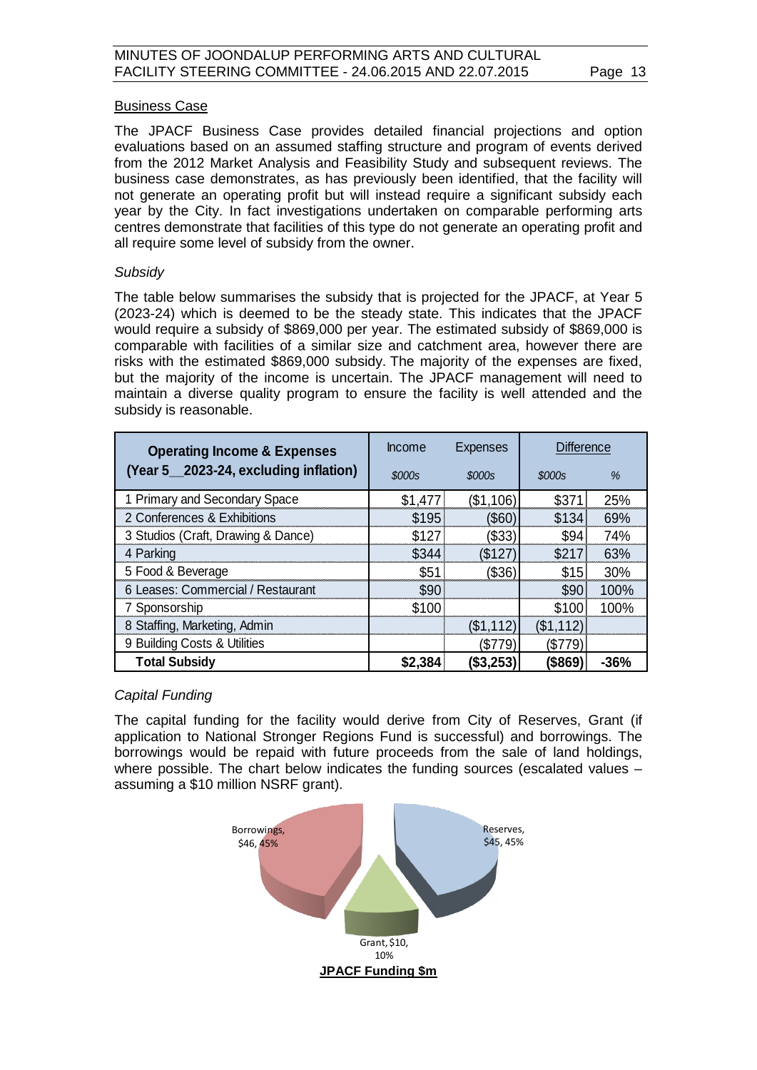## Business Case

The JPACF Business Case provides detailed financial projections and option evaluations based on an assumed staffing structure and program of events derived from the 2012 Market Analysis and Feasibility Study and subsequent reviews. The business case demonstrates, as has previously been identified, that the facility will not generate an operating profit but will instead require a significant subsidy each year by the City. In fact investigations undertaken on comparable performing arts centres demonstrate that facilities of this type do not generate an operating profit and all require some level of subsidy from the owner.

*Subsidy*

The table below summarises the subsidy that is projected for the JPACF, at Year 5 (2023-24) which is deemed to be the steady state. This indicates that the JPACF would require a subsidy of $869,000 per year. The estimated subsidy of $869,000 is comparable with facilities of a similar size and catchment area, however there are risks with the estimated $869,000 subsidy. The majority of the expenses are fixed, but the majority of the income is uncertain. The JPACF management will need to maintain a diverse quality program to ensure the facility is well attended and the subsidy is reasonable.

| Operating Income & Expenses (Year 5 __ 2023-24, excluding inflation) | Income | Expenses | Difference | |
|---|---|---|---|---|
| | *$000s* | *$000s* | *$000s* | *%* |
| 1 Primary and Secondary Space | $1,477 | ($1,106) | $371 | 25% |
| 2 Conferences & Exhibitions | $195 | ($60) | $134 | 69% |
| 3 Studios (Craft, Drawing & Dance) | $127 | ($33) | $94 | 74% |
| 4 Parking | $344 | ($127) | $217 | 63% |
| 5 Food & Beverage | $51 | ($36) | $15 | 30% |
| 6 Leases: Commercial / Restaurant | $90 | | $90 | 100% |
| 7 Sponsorship | $100 | | $100 | 100% |
| 8 Staffing, Marketing, Admin | | ($1,112) | ($1,112) | |
| 9 Building Costs & Utilities | | ($779) | ($779) | |
| **Total Subsidy** | **$2,384** | **($3,253)** | **($869)** | **-36%** |

*Capital Funding*

The capital funding for the facility would derive from City of Reserves, Grant (if application to National Stronger Regions Fund is successful) and borrowings. The borrowings would be repaid with future proceeds from the sale of land holdings, where possible. The chart below indicates the funding sources (escalated values – assuming a $10 million NSRF grant).

Borrowings, $46, 45%

Reserves, $45, 45%

Grant, $10, 10%

**JPACF Funding $m**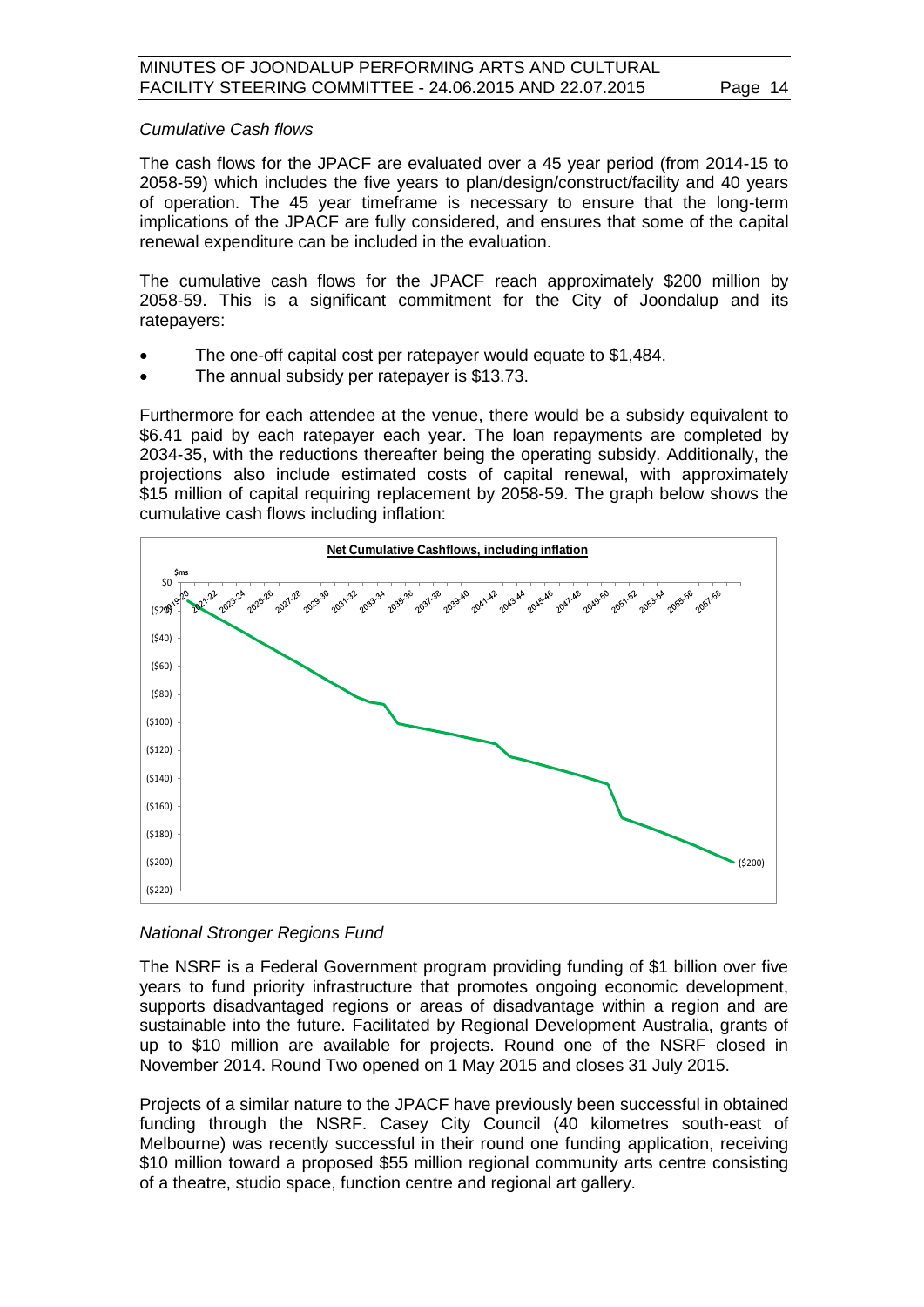*Cumulative Cash flows*

The cash flows for the JPACF are evaluated over a 45 year period (from 2014-15 to 2058-59) which includes the five years to plan/design/construct/facility and 40 years of operation. The 45 year timeframe is necessary to ensure that the long-term implications of the JPACF are fully considered, and ensures that some of the capital renewal expenditure can be included in the evaluation.

The cumulative cash flows for the JPACF reach approximately $200 million by 2058-59. This is a significant commitment for the City of Joondalup and its ratepayers:

- The one-off capital cost per ratepayer would equate to $1,484.
- The annual subsidy per ratepayer is $13.73.

Furthermore for each attendee at the venue, there would be a subsidy equivalent to $6.41 paid by each ratepayer each year. The loan repayments are completed by 2034-35, with the reductions thereafter being the operating subsidy. Additionally, the projections also include estimated costs of capital renewal, with approximately $15 million of capital requiring replacement by 2058-59. The graph below shows the cumulative cash flows including inflation:

**Net Cumulative Cashflows, including inflation**

*National Stronger Regions Fund*

The NSRF is a Federal Government program providing funding of $1 billion over five years to fund priority infrastructure that promotes ongoing economic development, supports disadvantaged regions or areas of disadvantage within a region and are sustainable into the future. Facilitated by Regional Development Australia, grants of up to $10 million are available for projects. Round one of the NSRF closed in November 2014. Round Two opened on 1 May 2015 and closes 31 July 2015.

Projects of a similar nature to the JPACF have previously been successful in obtained funding through the NSRF. Casey City Council (40 kilometres south-east of Melbourne) was recently successful in their round one funding application, receiving $10 million toward a proposed $55 million regional community arts centre consisting of a theatre, studio space, function centre and regional art gallery.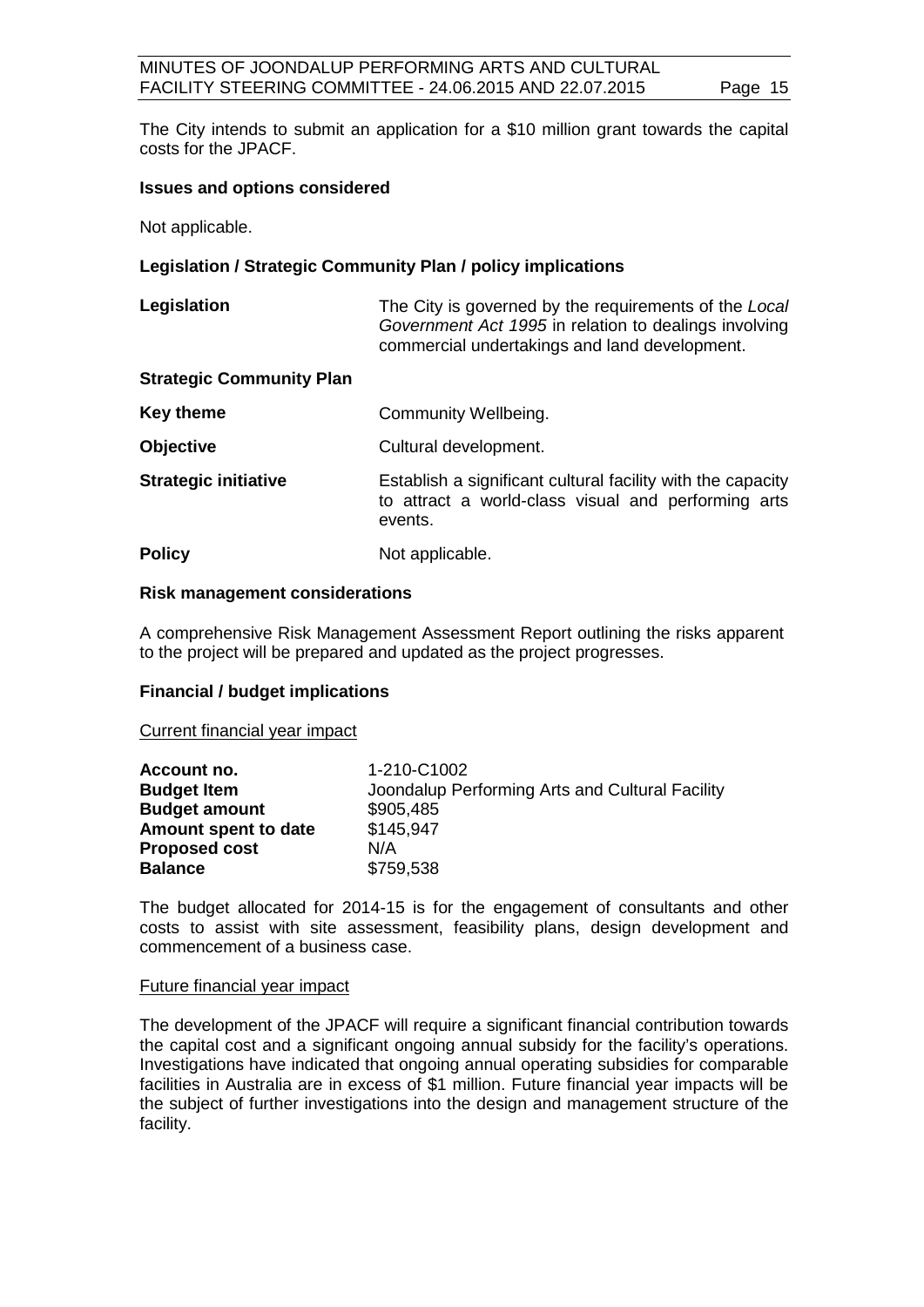The City intends to submit an application for a $10 million grant towards the capital costs for the JPACF.

**Issues and options considered**

Not applicable.

**Legislation / Strategic Community Plan / policy implications**

| | |
|---|---|
| **Legislation** | The City is governed by the requirements of the *Local Government Act 1995* in relation to dealings involving commercial undertakings and land development. |
| **Strategic Community Plan** | |
| **Key theme** | Community Wellbeing. |
| **Objective** | Cultural development. |
| **Strategic initiative** | Establish a significant cultural facility with the capacity to attract a world-class visual and performing arts events. |
| **Policy** | Not applicable. |

**Risk management considerations**

A comprehensive Risk Management Assessment Report outlining the risks apparent to the project will be prepared and updated as the project progresses.

**Financial / budget implications**

Current financial year impact

| | |
|---|---|
| **Account no.** | 1-210-C1002 |
| **Budget Item** | Joondalup Performing Arts and Cultural Facility |
| **Budget amount** | $905,485 |
| **Amount spent to date** | $145,947 |
| **Proposed cost** | N/A |
| **Balance** | $759,538 |

The budget allocated for 2014-15 is for the engagement of consultants and other costs to assist with site assessment, feasibility plans, design development and commencement of a business case.

Future financial year impact

The development of the JPACF will require a significant financial contribution towards the capital cost and a significant ongoing annual subsidy for the facility's operations. Investigations have indicated that ongoing annual operating subsidies for comparable facilities in Australia are in excess of $1 million. Future financial year impacts will be the subject of further investigations into the design and management structure of the facility.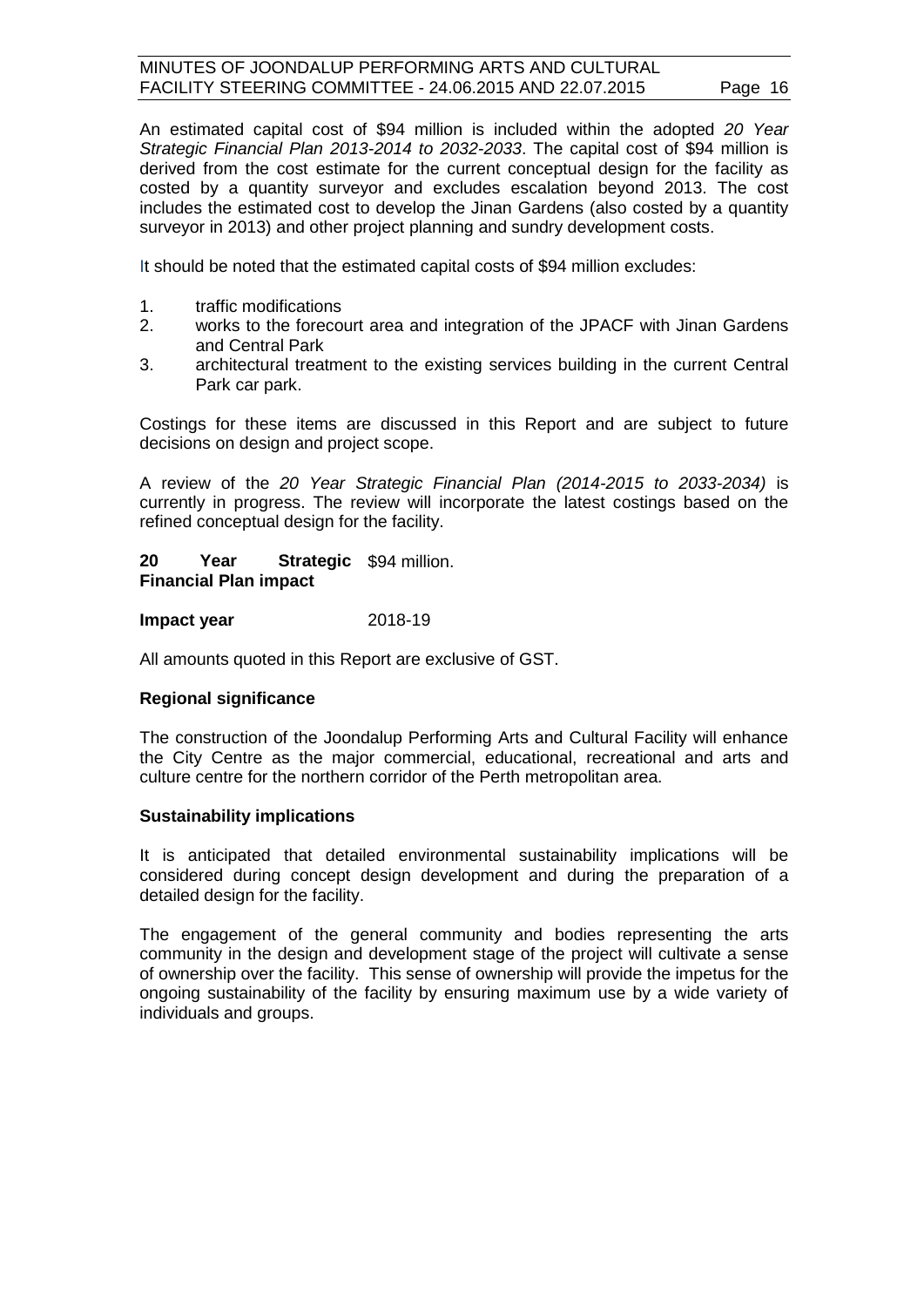An estimated capital cost of $94 million is included within the adopted *20 Year Strategic Financial Plan 2013-2014 to 2032-2033*. The capital cost of $94 million is derived from the cost estimate for the current conceptual design for the facility as costed by a quantity surveyor and excludes escalation beyond 2013. The cost includes the estimated cost to develop the Jinan Gardens (also costed by a quantity surveyor in 2013) and other project planning and sundry development costs.

It should be noted that the estimated capital costs of $94 million excludes:

1. traffic modifications
2. works to the forecourt area and integration of the JPACF with Jinan Gardens and Central Park
3. architectural treatment to the existing services building in the current Central Park car park.

Costings for these items are discussed in this Report and are subject to future decisions on design and project scope.

A review of the *20 Year Strategic Financial Plan (2014-2015 to 2033-2034)* is currently in progress. The review will incorporate the latest costings based on the refined conceptual design for the facility.

| | |
|---|---|
| **20 Year Strategic Financial Plan impact** | $94 million. |
| **Impact year** | 2018-19 |

All amounts quoted in this Report are exclusive of GST.

**Regional significance**

The construction of the Joondalup Performing Arts and Cultural Facility will enhance the City Centre as the major commercial, educational, recreational and arts and culture centre for the northern corridor of the Perth metropolitan area.

**Sustainability implications**

It is anticipated that detailed environmental sustainability implications will be considered during concept design development and during the preparation of a detailed design for the facility.

The engagement of the general community and bodies representing the arts community in the design and development stage of the project will cultivate a sense of ownership over the facility. This sense of ownership will provide the impetus for the ongoing sustainability of the facility by ensuring maximum use by a wide variety of individuals and groups.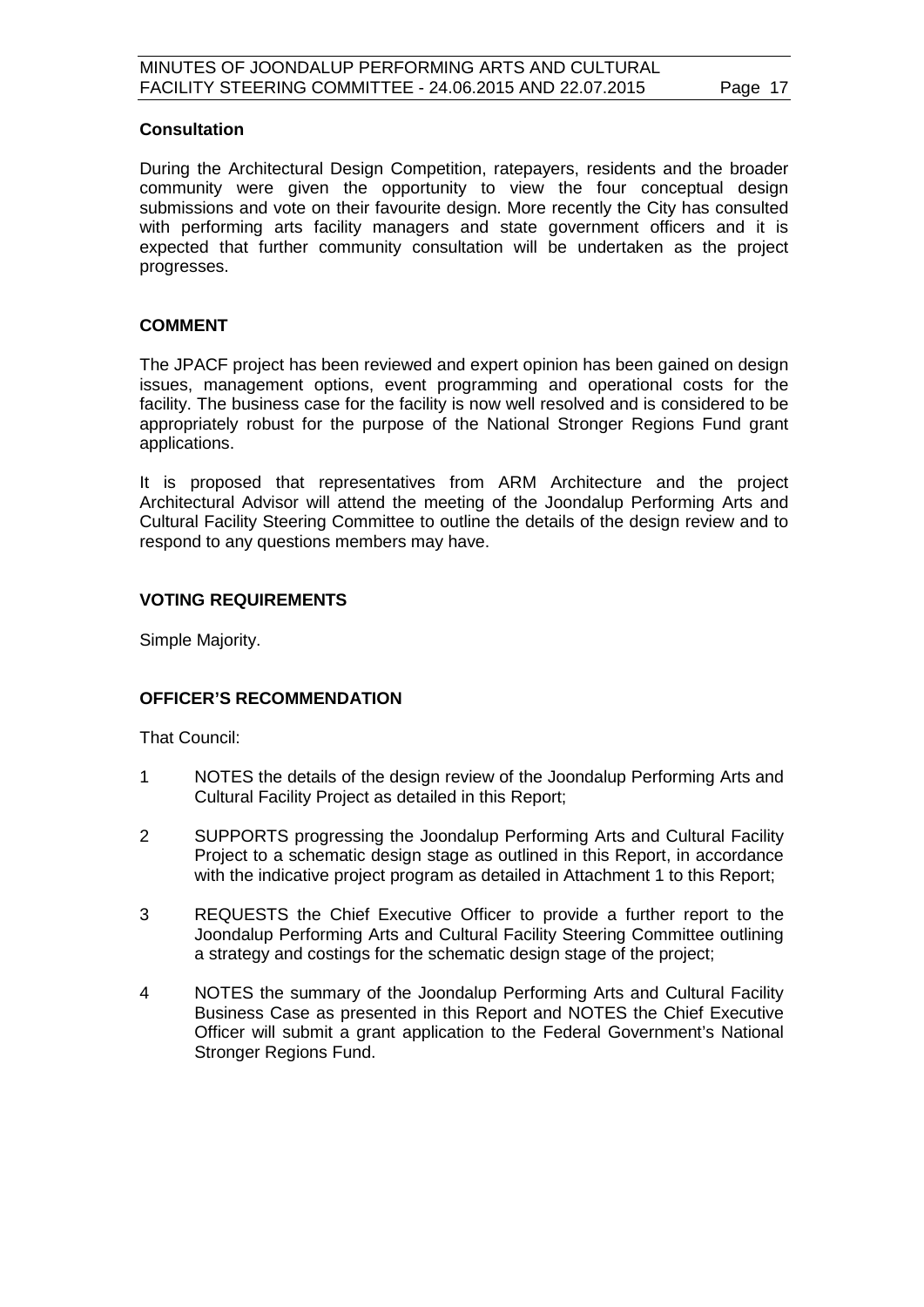### Consultation

During the Architectural Design Competition, ratepayers, residents and the broader community were given the opportunity to view the four conceptual design submissions and vote on their favourite design. More recently the City has consulted with performing arts facility managers and state government officers and it is expected that further community consultation will be undertaken as the project progresses.

## COMMENT

The JPACF project has been reviewed and expert opinion has been gained on design issues, management options, event programming and operational costs for the facility. The business case for the facility is now well resolved and is considered to be appropriately robust for the purpose of the National Stronger Regions Fund grant applications.

It is proposed that representatives from ARM Architecture and the project Architectural Advisor will attend the meeting of the Joondalup Performing Arts and Cultural Facility Steering Committee to outline the details of the design review and to respond to any questions members may have.

## VOTING REQUIREMENTS

Simple Majority.

## OFFICER'S RECOMMENDATION

That Council:

1 NOTES the details of the design review of the Joondalup Performing Arts and Cultural Facility Project as detailed in this Report;

2 SUPPORTS progressing the Joondalup Performing Arts and Cultural Facility Project to a schematic design stage as outlined in this Report, in accordance with the indicative project program as detailed in Attachment 1 to this Report;

3 REQUESTS the Chief Executive Officer to provide a further report to the Joondalup Performing Arts and Cultural Facility Steering Committee outlining a strategy and costings for the schematic design stage of the project;

4 NOTES the summary of the Joondalup Performing Arts and Cultural Facility Business Case as presented in this Report and NOTES the Chief Executive Officer will submit a grant application to the Federal Government's National Stronger Regions Fund.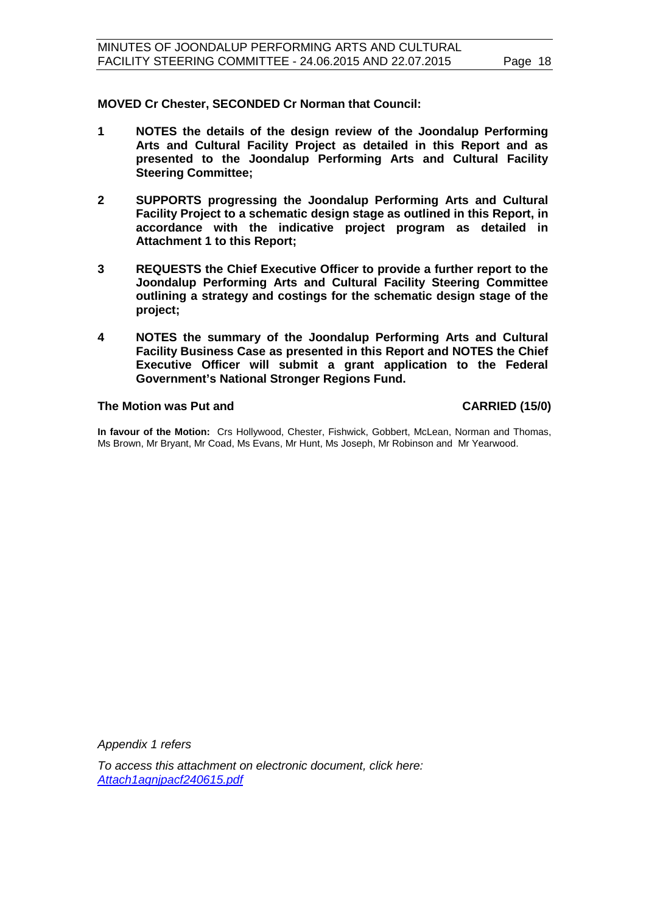**MOVED Cr Chester, SECONDED Cr Norman that Council:**

1. **NOTES the details of the design review of the Joondalup Performing Arts and Cultural Facility Project as detailed in this Report and as presented to the Joondalup Performing Arts and Cultural Facility Steering Committee;**

2. **SUPPORTS progressing the Joondalup Performing Arts and Cultural Facility Project to a schematic design stage as outlined in this Report, in accordance with the indicative project program as detailed in Attachment 1 to this Report;**

3. **REQUESTS the Chief Executive Officer to provide a further report to the Joondalup Performing Arts and Cultural Facility Steering Committee outlining a strategy and costings for the schematic design stage of the project;**

4. **NOTES the summary of the Joondalup Performing Arts and Cultural Facility Business Case as presented in this Report and NOTES the Chief Executive Officer will submit a grant application to the Federal Government's National Stronger Regions Fund.**

**The Motion was Put and CARRIED (15/0)**

**In favour of the Motion:** Crs Hollywood, Chester, Fishwick, Gobbert, McLean, Norman and Thomas, Ms Brown, Mr Bryant, Mr Coad, Ms Evans, Mr Hunt, Ms Joseph, Mr Robinson and Mr Yearwood.

*Appendix 1 refers*

*To access this attachment on electronic document, click here: Attach1agnjpacf240615.pdf*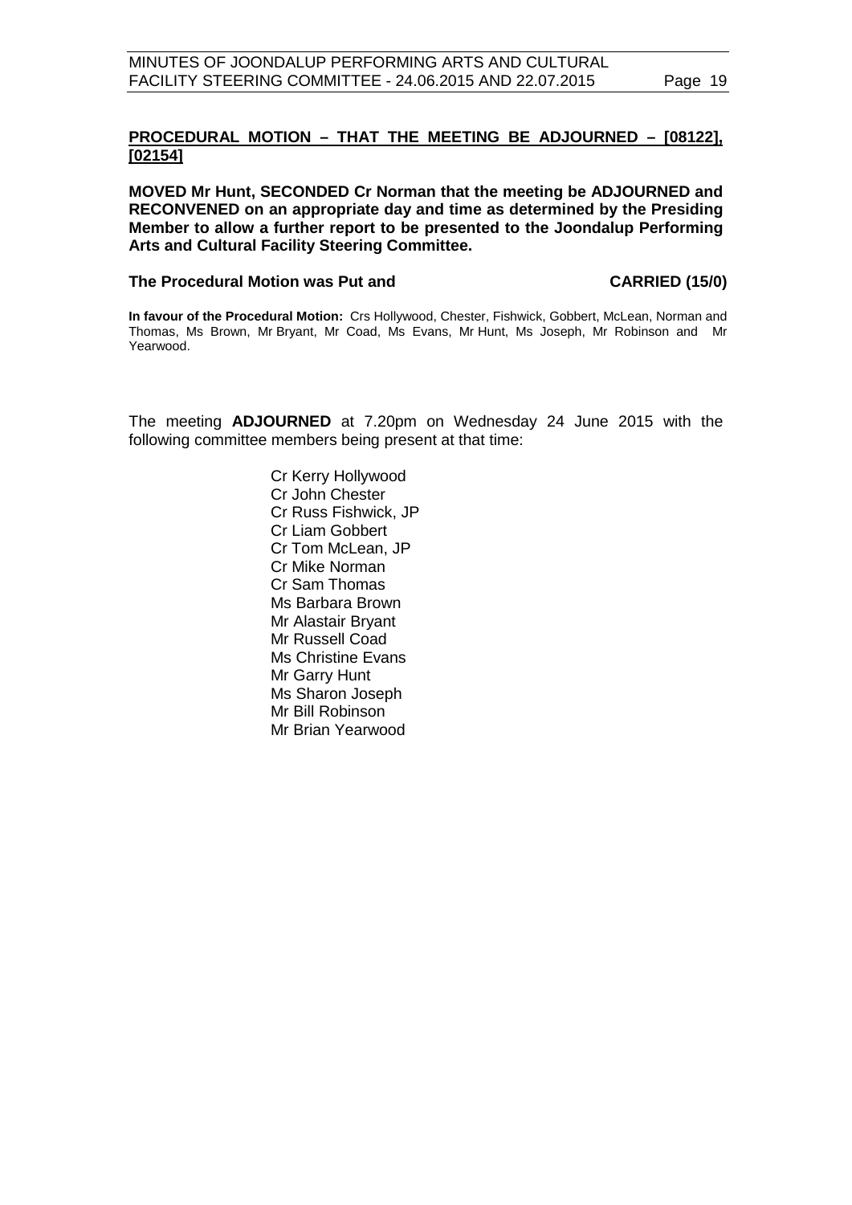## PROCEDURAL MOTION – THAT THE MEETING BE ADJOURNED – [08122], [02154]

**MOVED Mr Hunt, SECONDED Cr Norman that the meeting be ADJOURNED and RECONVENED on an appropriate day and time as determined by the Presiding Member to allow a further report to be presented to the Joondalup Performing Arts and Cultural Facility Steering Committee.**

**The Procedural Motion was Put and CARRIED (15/0)**

**In favour of the Procedural Motion:** Crs Hollywood, Chester, Fishwick, Gobbert, McLean, Norman and Thomas, Ms Brown, Mr Bryant, Mr Coad, Ms Evans, Mr Hunt, Ms Joseph, Mr Robinson and Mr Yearwood.

The meeting **ADJOURNED** at 7.20pm on Wednesday 24 June 2015 with the following committee members being present at that time:

Cr Kerry Hollywood
Cr John Chester
Cr Russ Fishwick, JP
Cr Liam Gobbert
Cr Tom McLean, JP
Cr Mike Norman
Cr Sam Thomas
Ms Barbara Brown
Mr Alastair Bryant
Mr Russell Coad
Ms Christine Evans
Mr Garry Hunt
Ms Sharon Joseph
Mr Bill Robinson
Mr Brian Yearwood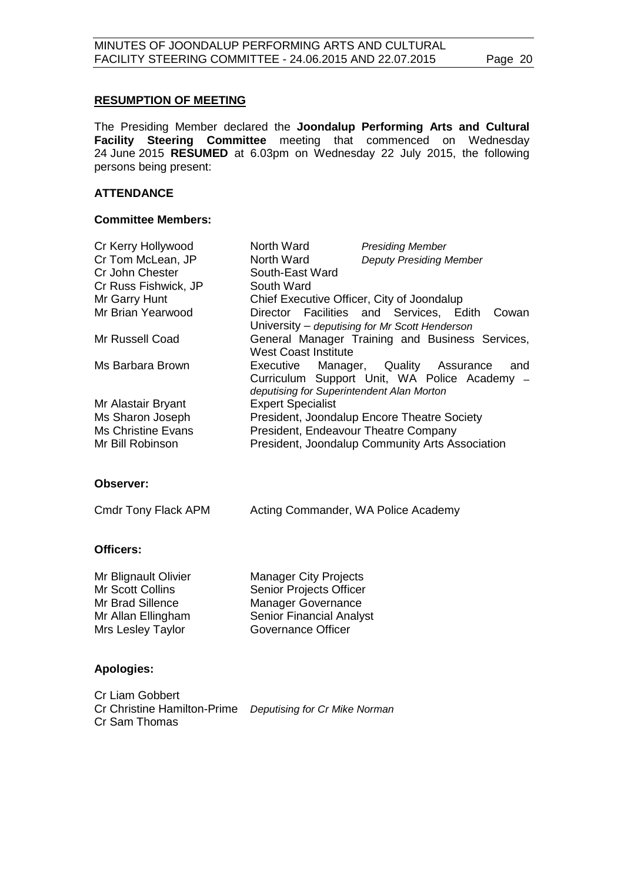## RESUMPTION OF MEETING

The Presiding Member declared the **Joondalup Performing Arts and Cultural Facility Steering Committee** meeting that commenced on Wednesday 24 June 2015 **RESUMED** at 6.03pm on Wednesday 22 July 2015, the following persons being present:

### ATTENDANCE

#### Committee Members:

| | | |
|---|---|---|
| Cr Kerry Hollywood | North Ward | *Presiding Member* |
| Cr Tom McLean, JP | North Ward | *Deputy Presiding Member* |
| Cr John Chester | South-East Ward | |
| Cr Russ Fishwick, JP | South Ward | |
| Mr Garry Hunt | Chief Executive Officer, City of Joondalup | |
| Mr Brian Yearwood | Director Facilities and Services, Edith Cowan University – *deputising for Mr Scott Henderson* | |
| Mr Russell Coad | General Manager Training and Business Services, West Coast Institute | |
| Ms Barbara Brown | Executive Manager, Quality Assurance and Curriculum Support Unit, WA Police Academy – *deputising for Superintendent Alan Morton* | |
| Mr Alastair Bryant | Expert Specialist | |
| Ms Sharon Joseph | President, Joondalup Encore Theatre Society | |
| Ms Christine Evans | President, Endeavour Theatre Company | |
| Mr Bill Robinson | President, Joondalup Community Arts Association | |

#### Observer:

| | |
|---|---|
| Cmdr Tony Flack APM | Acting Commander, WA Police Academy |

#### Officers:

| | |
|---|---|
| Mr Blignault Olivier | Manager City Projects |
| Mr Scott Collins | Senior Projects Officer |
| Mr Brad Sillence | Manager Governance |
| Mr Allan Ellingham | Senior Financial Analyst |
| Mrs Lesley Taylor | Governance Officer |

#### Apologies:

| | |
|---|---|
| Cr Liam Gobbert | |
| Cr Christine Hamilton-Prime | *Deputising for Cr Mike Norman* |
| Cr Sam Thomas | |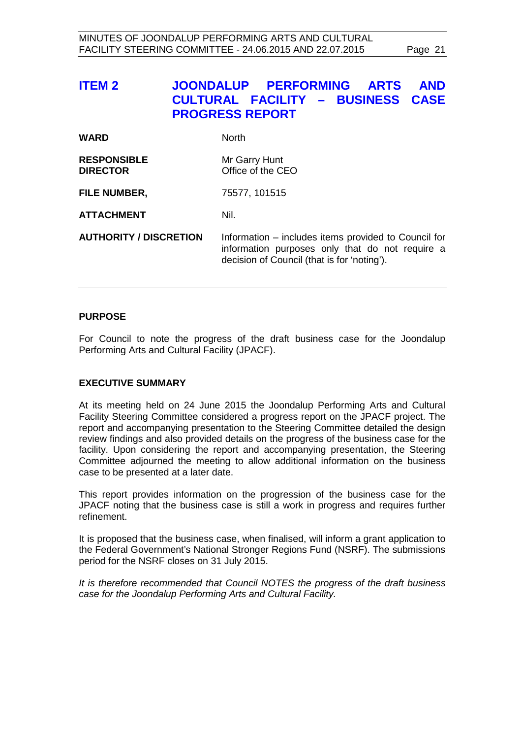## ITEM 2 JOONDALUP PERFORMING ARTS AND CULTURAL FACILITY – BUSINESS CASE PROGRESS REPORT

| | |
|---|---|
| **WARD** | North |
| **RESPONSIBLE DIRECTOR** | Mr Garry Hunt<br>Office of the CEO |
| **FILE NUMBER,** | 75577, 101515 |
| **ATTACHMENT** | Nil. |
| **AUTHORITY / DISCRETION** | Information – includes items provided to Council for information purposes only that do not require a decision of Council (that is for 'noting'). |

### PURPOSE

For Council to note the progress of the draft business case for the Joondalup Performing Arts and Cultural Facility (JPACF).

### EXECUTIVE SUMMARY

At its meeting held on 24 June 2015 the Joondalup Performing Arts and Cultural Facility Steering Committee considered a progress report on the JPACF project. The report and accompanying presentation to the Steering Committee detailed the design review findings and also provided details on the progress of the business case for the facility. Upon considering the report and accompanying presentation, the Steering Committee adjourned the meeting to allow additional information on the business case to be presented at a later date.

This report provides information on the progression of the business case for the JPACF noting that the business case is still a work in progress and requires further refinement.

It is proposed that the business case, when finalised, will inform a grant application to the Federal Government's National Stronger Regions Fund (NSRF). The submissions period for the NSRF closes on 31 July 2015.

*It is therefore recommended that Council NOTES the progress of the draft business case for the Joondalup Performing Arts and Cultural Facility.*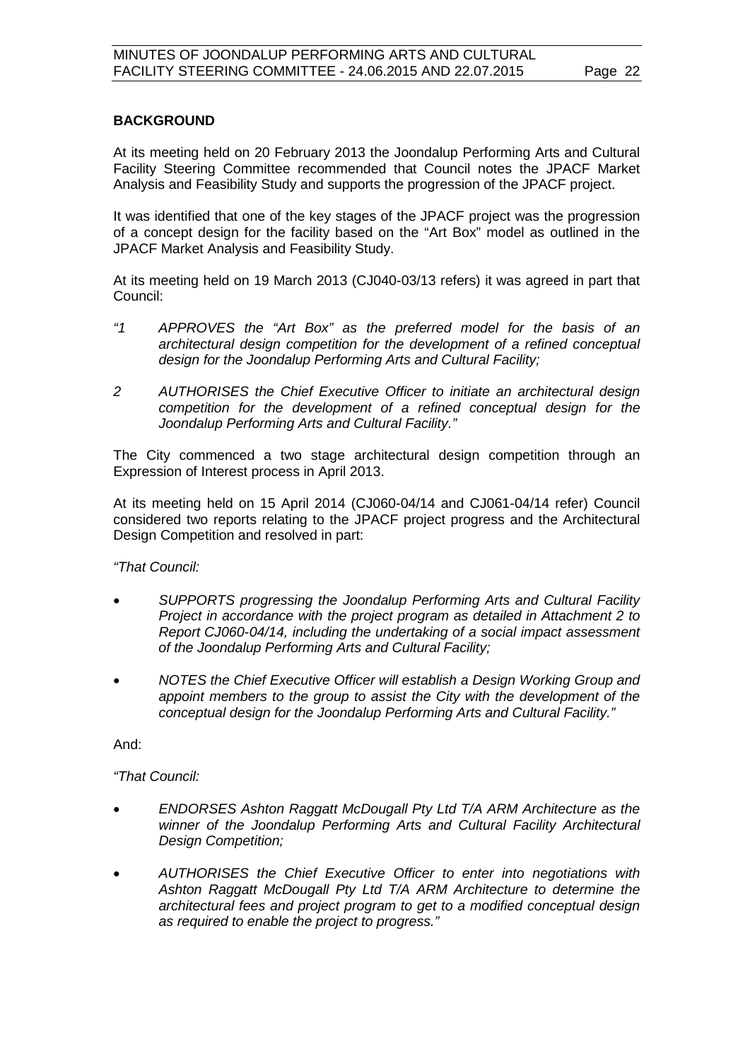## BACKGROUND

At its meeting held on 20 February 2013 the Joondalup Performing Arts and Cultural Facility Steering Committee recommended that Council notes the JPACF Market Analysis and Feasibility Study and supports the progression of the JPACF project.

It was identified that one of the key stages of the JPACF project was the progression of a concept design for the facility based on the "Art Box" model as outlined in the JPACF Market Analysis and Feasibility Study.

At its meeting held on 19 March 2013 (CJ040-03/13 refers) it was agreed in part that Council:

*"1 APPROVES the "Art Box" as the preferred model for the basis of an architectural design competition for the development of a refined conceptual design for the Joondalup Performing Arts and Cultural Facility;*

*2 AUTHORISES the Chief Executive Officer to initiate an architectural design competition for the development of a refined conceptual design for the Joondalup Performing Arts and Cultural Facility."*

The City commenced a two stage architectural design competition through an Expression of Interest process in April 2013.

At its meeting held on 15 April 2014 (CJ060-04/14 and CJ061-04/14 refer) Council considered two reports relating to the JPACF project progress and the Architectural Design Competition and resolved in part:

*"That Council:*

- *SUPPORTS progressing the Joondalup Performing Arts and Cultural Facility Project in accordance with the project program as detailed in Attachment 2 to Report CJ060-04/14, including the undertaking of a social impact assessment of the Joondalup Performing Arts and Cultural Facility;*
- *NOTES the Chief Executive Officer will establish a Design Working Group and appoint members to the group to assist the City with the development of the conceptual design for the Joondalup Performing Arts and Cultural Facility."*

And:

*"That Council:*

- *ENDORSES Ashton Raggatt McDougall Pty Ltd T/A ARM Architecture as the winner of the Joondalup Performing Arts and Cultural Facility Architectural Design Competition;*
- *AUTHORISES the Chief Executive Officer to enter into negotiations with Ashton Raggatt McDougall Pty Ltd T/A ARM Architecture to determine the architectural fees and project program to get to a modified conceptual design as required to enable the project to progress."*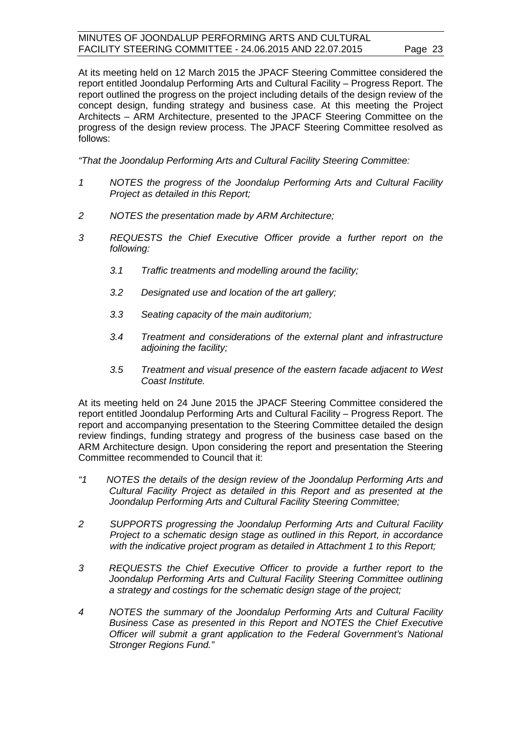At its meeting held on 12 March 2015 the JPACF Steering Committee considered the report entitled Joondalup Performing Arts and Cultural Facility – Progress Report. The report outlined the progress on the project including details of the design review of the concept design, funding strategy and business case. At this meeting the Project Architects – ARM Architecture, presented to the JPACF Steering Committee on the progress of the design review process. The JPACF Steering Committee resolved as follows:

*"That the Joondalup Performing Arts and Cultural Facility Steering Committee:*

*1 NOTES the progress of the Joondalup Performing Arts and Cultural Facility Project as detailed in this Report;*

*2 NOTES the presentation made by ARM Architecture;*

*3 REQUESTS the Chief Executive Officer provide a further report on the following:*

*3.1 Traffic treatments and modelling around the facility;*

*3.2 Designated use and location of the art gallery;*

*3.3 Seating capacity of the main auditorium;*

*3.4 Treatment and considerations of the external plant and infrastructure adjoining the facility;*

*3.5 Treatment and visual presence of the eastern facade adjacent to West Coast Institute.*

At its meeting held on 24 June 2015 the JPACF Steering Committee considered the report entitled Joondalup Performing Arts and Cultural Facility – Progress Report. The report and accompanying presentation to the Steering Committee detailed the design review findings, funding strategy and progress of the business case based on the ARM Architecture design. Upon considering the report and presentation the Steering Committee recommended to Council that it:

*"1 NOTES the details of the design review of the Joondalup Performing Arts and Cultural Facility Project as detailed in this Report and as presented at the Joondalup Performing Arts and Cultural Facility Steering Committee;*

*2 SUPPORTS progressing the Joondalup Performing Arts and Cultural Facility Project to a schematic design stage as outlined in this Report, in accordance with the indicative project program as detailed in Attachment 1 to this Report;*

*3 REQUESTS the Chief Executive Officer to provide a further report to the Joondalup Performing Arts and Cultural Facility Steering Committee outlining a strategy and costings for the schematic design stage of the project;*

*4 NOTES the summary of the Joondalup Performing Arts and Cultural Facility Business Case as presented in this Report and NOTES the Chief Executive Officer will submit a grant application to the Federal Government's National Stronger Regions Fund."*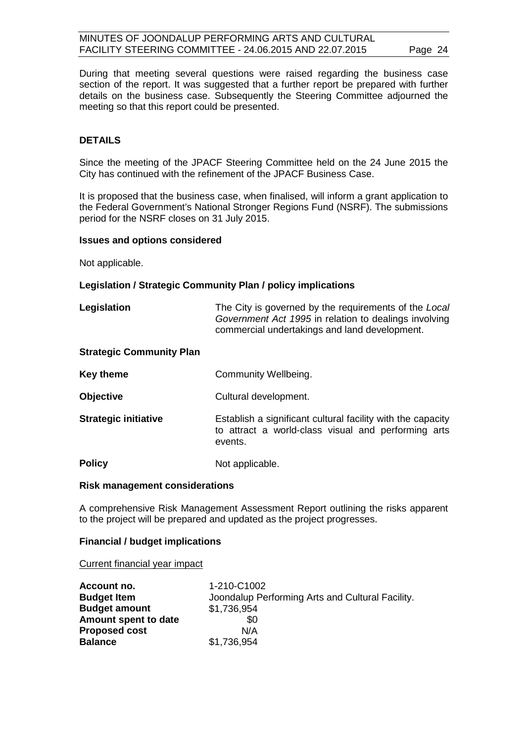During that meeting several questions were raised regarding the business case section of the report. It was suggested that a further report be prepared with further details on the business case. Subsequently the Steering Committee adjourned the meeting so that this report could be presented.

## DETAILS

Since the meeting of the JPACF Steering Committee held on the 24 June 2015 the City has continued with the refinement of the JPACF Business Case.

It is proposed that the business case, when finalised, will inform a grant application to the Federal Government's National Stronger Regions Fund (NSRF). The submissions period for the NSRF closes on 31 July 2015.

### Issues and options considered

Not applicable.

### Legislation / Strategic Community Plan / policy implications

**Legislation** The City is governed by the requirements of the *Local Government Act 1995* in relation to dealings involving commercial undertakings and land development.

**Strategic Community Plan**

**Key theme** Community Wellbeing.

**Objective** Cultural development.

**Strategic initiative** Establish a significant cultural facility with the capacity to attract a world-class visual and performing arts events.

**Policy** Not applicable.

### Risk management considerations

A comprehensive Risk Management Assessment Report outlining the risks apparent to the project will be prepared and updated as the project progresses.

### Financial / budget implications

Current financial year impact

| | |
|---|---|
| **Account no.** | 1-210-C1002 |
| **Budget Item** | Joondalup Performing Arts and Cultural Facility. |
| **Budget amount** | \$1,736,954 |
| **Amount spent to date** | \$0 |
| **Proposed cost** | N/A |
| **Balance** | \$1,736,954 |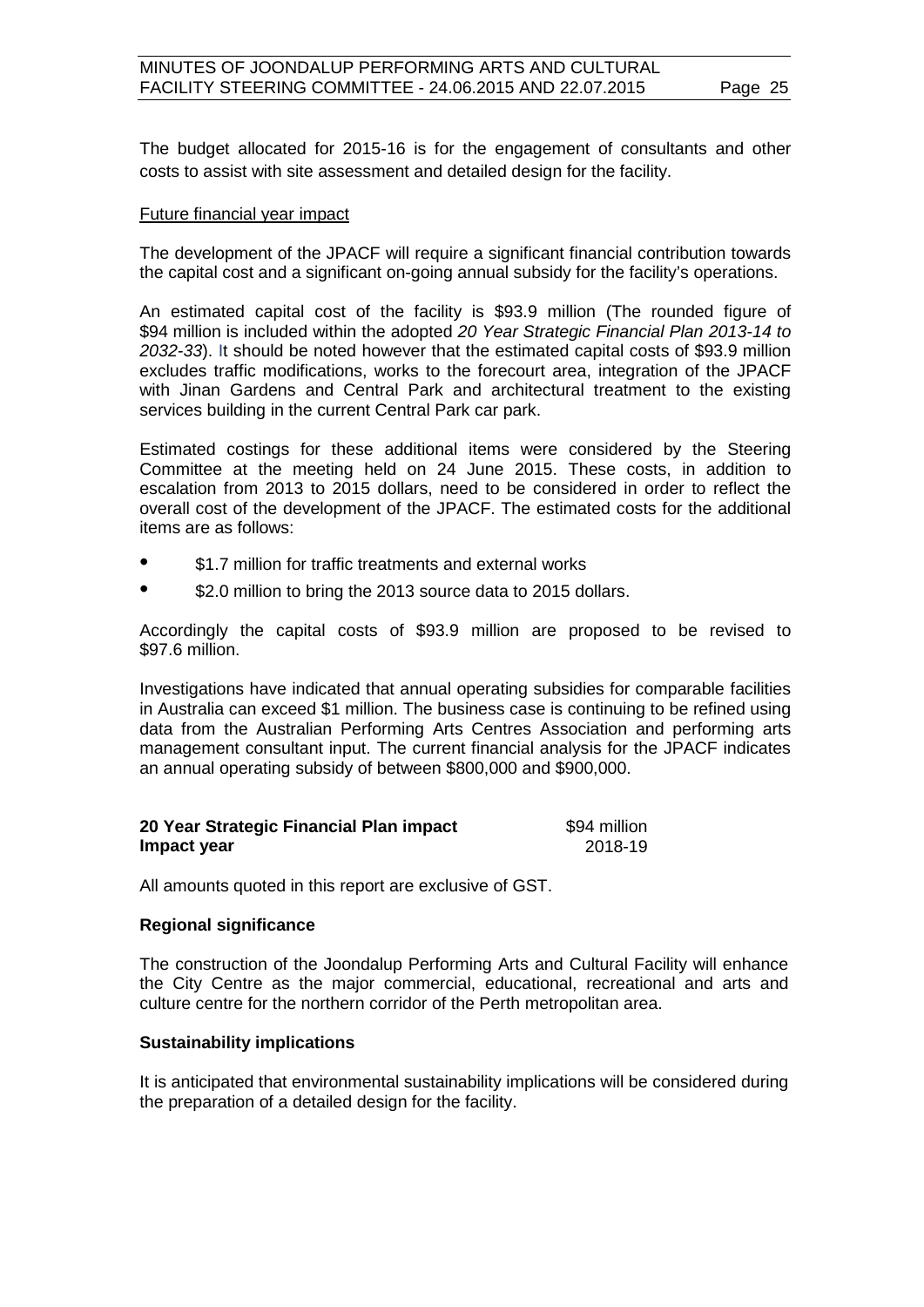The budget allocated for 2015-16 is for the engagement of consultants and other costs to assist with site assessment and detailed design for the facility.

Future financial year impact

The development of the JPACF will require a significant financial contribution towards the capital cost and a significant on-going annual subsidy for the facility's operations.

An estimated capital cost of the facility is $93.9 million (The rounded figure of $94 million is included within the adopted *20 Year Strategic Financial Plan 2013-14 to 2032-33*). It should be noted however that the estimated capital costs of $93.9 million excludes traffic modifications, works to the forecourt area, integration of the JPACF with Jinan Gardens and Central Park and architectural treatment to the existing services building in the current Central Park car park.

Estimated costings for these additional items were considered by the Steering Committee at the meeting held on 24 June 2015. These costs, in addition to escalation from 2013 to 2015 dollars, need to be considered in order to reflect the overall cost of the development of the JPACF. The estimated costs for the additional items are as follows:

- $1.7 million for traffic treatments and external works
- $2.0 million to bring the 2013 source data to 2015 dollars.

Accordingly the capital costs of $93.9 million are proposed to be revised to $97.6 million.

Investigations have indicated that annual operating subsidies for comparable facilities in Australia can exceed $1 million. The business case is continuing to be refined using data from the Australian Performing Arts Centres Association and performing arts management consultant input. The current financial analysis for the JPACF indicates an annual operating subsidy of between $800,000 and $900,000.

| | |
|---|---|
| **20 Year Strategic Financial Plan impact** | $94 million |
| **Impact year** | 2018-19 |

All amounts quoted in this report are exclusive of GST.

**Regional significance**

The construction of the Joondalup Performing Arts and Cultural Facility will enhance the City Centre as the major commercial, educational, recreational and arts and culture centre for the northern corridor of the Perth metropolitan area.

**Sustainability implications**

It is anticipated that environmental sustainability implications will be considered during the preparation of a detailed design for the facility.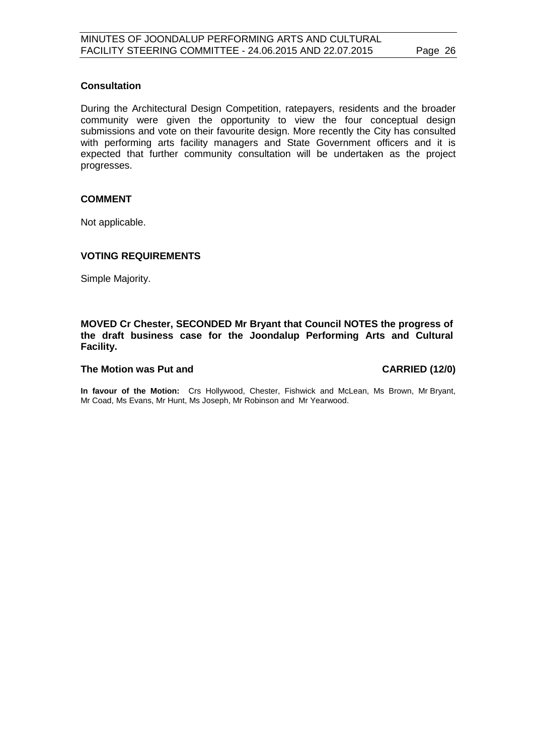**Consultation**

During the Architectural Design Competition, ratepayers, residents and the broader community were given the opportunity to view the four conceptual design submissions and vote on their favourite design. More recently the City has consulted with performing arts facility managers and State Government officers and it is expected that further community consultation will be undertaken as the project progresses.

**COMMENT**

Not applicable.

**VOTING REQUIREMENTS**

Simple Majority.

**MOVED Cr Chester, SECONDED Mr Bryant that Council NOTES the progress of the draft business case for the Joondalup Performing Arts and Cultural Facility.**

**The Motion was Put and CARRIED (12/0)**

**In favour of the Motion:** Crs Hollywood, Chester, Fishwick and McLean, Ms Brown, Mr Bryant, Mr Coad, Ms Evans, Mr Hunt, Ms Joseph, Mr Robinson and Mr Yearwood.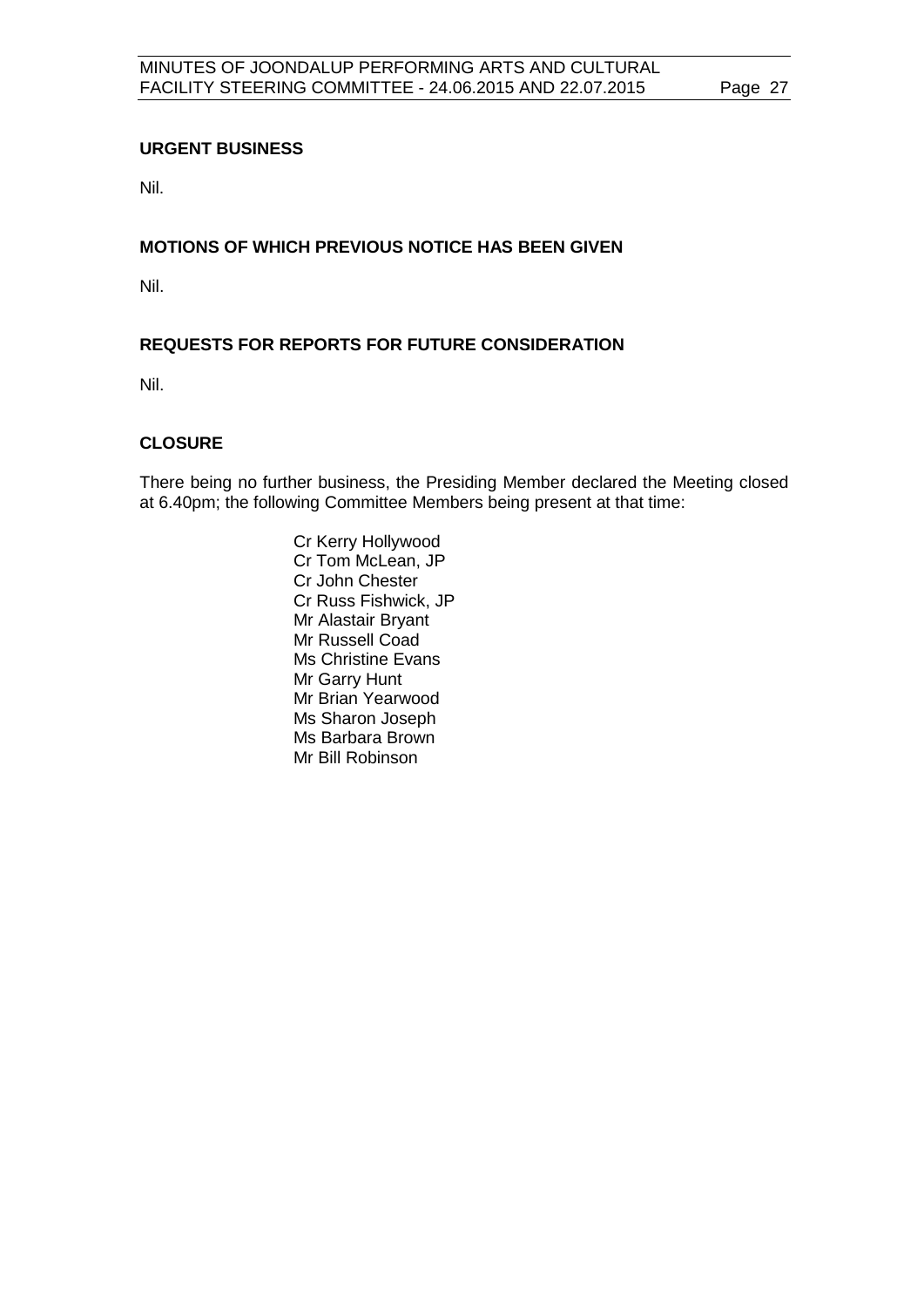## URGENT BUSINESS

Nil.

## MOTIONS OF WHICH PREVIOUS NOTICE HAS BEEN GIVEN

Nil.

## REQUESTS FOR REPORTS FOR FUTURE CONSIDERATION

Nil.

## CLOSURE

There being no further business, the Presiding Member declared the Meeting closed at 6.40pm; the following Committee Members being present at that time:

Cr Kerry Hollywood
Cr Tom McLean, JP
Cr John Chester
Cr Russ Fishwick, JP
Mr Alastair Bryant
Mr Russell Coad
Ms Christine Evans
Mr Garry Hunt
Mr Brian Yearwood
Ms Sharon Joseph
Ms Barbara Brown
Mr Bill Robinson